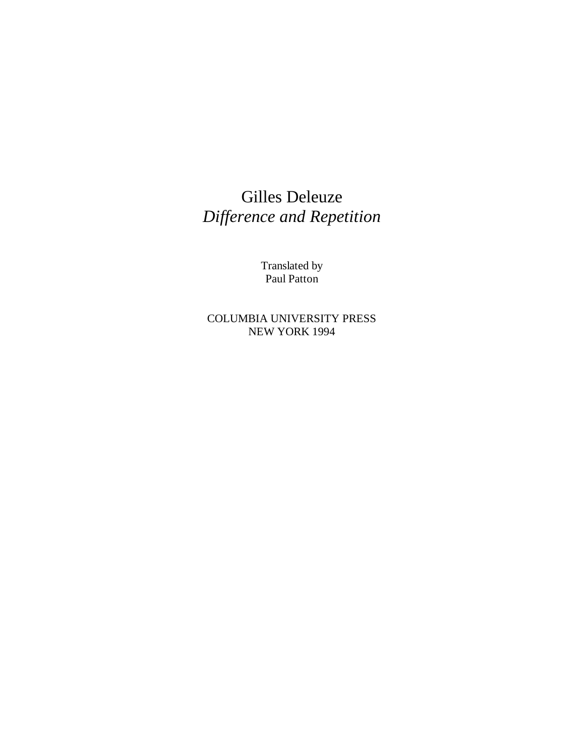# Gilles Deleuze

## *Difference and Repetition*

Translated by
Paul Patton

COLUMBIA UNIVERSITY PRESS
NEW YORK 1994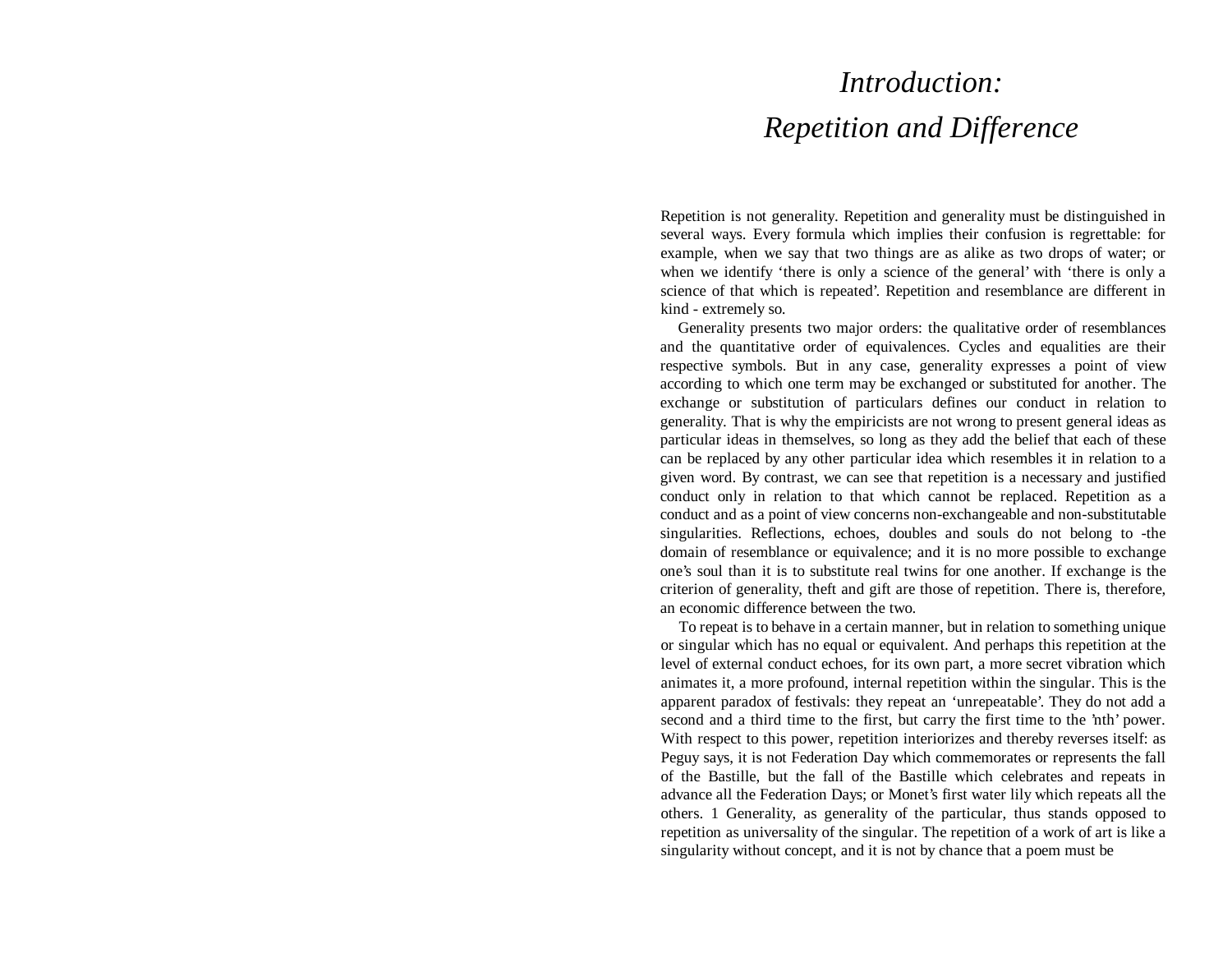# *Introduction: Repetition and Difference*

Repetition is not generality. Repetition and generality must be distinguished in several ways. Every formula which implies their confusion is regrettable: for example, when we say that two things are as alike as two drops of water; or when we identify 'there is only a science of the general' with 'there is only a science of that which is repeated'. Repetition and resemblance are different in kind - extremely so.

Generality presents two major orders: the qualitative order of resemblances and the quantitative order of equivalences. Cycles and equalities are their respective symbols. But in any case, generality expresses a point of view according to which one term may be exchanged or substituted for another. The exchange or substitution of particulars defines our conduct in relation to generality. That is why the empiricists are not wrong to present general ideas as particular ideas in themselves, so long as they add the belief that each of these can be replaced by any other particular idea which resembles it in relation to a given word. By contrast, we can see that repetition is a necessary and justified conduct only in relation to that which cannot be replaced. Repetition as a conduct and as a point of view concerns non-exchangeable and non-substitutable singularities. Reflections, echoes, doubles and souls do not belong to -the domain of resemblance or equivalence; and it is no more possible to exchange one's soul than it is to substitute real twins for one another. If exchange is the criterion of generality, theft and gift are those of repetition. There is, therefore, an economic difference between the two.

To repeat is to behave in a certain manner, but in relation to something unique or singular which has no equal or equivalent. And perhaps this repetition at the level of external conduct echoes, for its own part, a more secret vibration which animates it, a more profound, internal repetition within the singular. This is the apparent paradox of festivals: they repeat an 'unrepeatable'. They do not add a second and a third time to the first, but carry the first time to the 'nth' power. With respect to this power, repetition interiorizes and thereby reverses itself: as Peguy says, it is not Federation Day which commemorates or represents the fall of the Bastille, but the fall of the Bastille which celebrates and repeats in advance all the Federation Days; or Monet's first water lily which repeats all the others. 1 Generality, as generality of the particular, thus stands opposed to repetition as universality of the singular. The repetition of a work of art is like a singularity without concept, and it is not by chance that a poem must be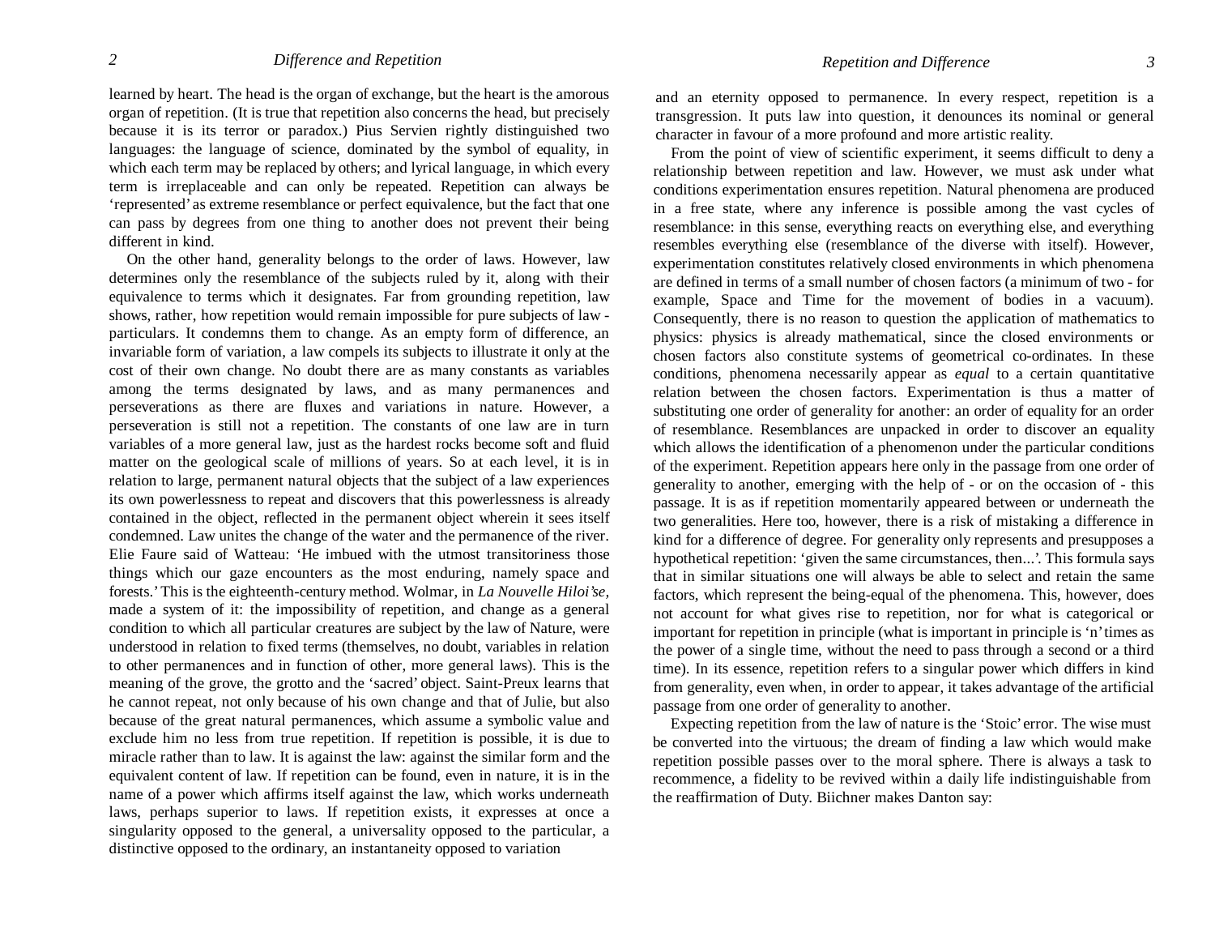learned by heart. The head is the organ of exchange, but the heart is the amorous organ of repetition. (It is true that repetition also concerns the head, but precisely because it is its terror or paradox.) Pius Servien rightly distinguished two languages: the language of science, dominated by the symbol of equality, in which each term may be replaced by others; and lyrical language, in which every term is irreplaceable and can only be repeated. Repetition can always be 'represented' as extreme resemblance or perfect equivalence, but the fact that one can pass by degrees from one thing to another does not prevent their being different in kind.

On the other hand, generality belongs to the order of laws. However, law determines only the resemblance of the subjects ruled by it, along with their equivalence to terms which it designates. Far from grounding repetition, law shows, rather, how repetition would remain impossible for pure subjects of law - particulars. It condemns them to change. As an empty form of difference, an invariable form of variation, a law compels its subjects to illustrate it only at the cost of their own change. No doubt there are as many constants as variables among the terms designated by laws, and as many permanences and perseverations as there are fluxes and variations in nature. However, a perseveration is still not a repetition. The constants of one law are in turn variables of a more general law, just as the hardest rocks become soft and fluid matter on the geological scale of millions of years. So at each level, it is in relation to large, permanent natural objects that the subject of a law experiences its own powerlessness to repeat and discovers that this powerlessness is already contained in the object, reflected in the permanent object wherein it sees itself condemned. Law unites the change of the water and the permanence of the river. Elie Faure said of Watteau: 'He imbued with the utmost transitoriness those things which our gaze encounters as the most enduring, namely space and forests.' This is the eighteenth-century method. Wolmar, in *La Nouvelle Hiloi'se,* made a system of it: the impossibility of repetition, and change as a general condition to which all particular creatures are subject by the law of Nature, were understood in relation to fixed terms (themselves, no doubt, variables in relation to other permanences and in function of other, more general laws). This is the meaning of the grove, the grotto and the 'sacred' object. Saint-Preux learns that he cannot repeat, not only because of his own change and that of Julie, but also because of the great natural permanences, which assume a symbolic value and exclude him no less from true repetition. If repetition is possible, it is due to miracle rather than to law. It is against the law: against the similar form and the equivalent content of law. If repetition can be found, even in nature, it is in the name of a power which affirms itself against the law, which works underneath laws, perhaps superior to laws. If repetition exists, it expresses at once a singularity opposed to the general, a universality opposed to the particular, a distinctive opposed to the ordinary, an instantaneity opposed to variation and an eternity opposed to permanence. In every respect, repetition is a transgression. It puts law into question, it denounces its nominal or general character in favour of a more profound and more artistic reality.

From the point of view of scientific experiment, it seems difficult to deny a relationship between repetition and law. However, we must ask under what conditions experimentation ensures repetition. Natural phenomena are produced in a free state, where any inference is possible among the vast cycles of resemblance: in this sense, everything reacts on everything else, and everything resembles everything else (resemblance of the diverse with itself). However, experimentation constitutes relatively closed environments in which phenomena are defined in terms of a small number of chosen factors (a minimum of two - for example, Space and Time for the movement of bodies in a vacuum). Consequently, there is no reason to question the application of mathematics to physics: physics is already mathematical, since the closed environments or chosen factors also constitute systems of geometrical co-ordinates. In these conditions, phenomena necessarily appear as *equal* to a certain quantitative relation between the chosen factors. Experimentation is thus a matter of substituting one order of generality for another: an order of equality for an order of resemblance. Resemblances are unpacked in order to discover an equality which allows the identification of a phenomenon under the particular conditions of the experiment. Repetition appears here only in the passage from one order of generality to another, emerging with the help of - or on the occasion of - this passage. It is as if repetition momentarily appeared between or underneath the two generalities. Here too, however, there is a risk of mistaking a difference in kind for a difference of degree. For generality only represents and presupposes a hypothetical repetition: 'given the same circumstances, then...'. This formula says that in similar situations one will always be able to select and retain the same factors, which represent the being-equal of the phenomena. This, however, does not account for what gives rise to repetition, nor for what is categorical or important for repetition in principle (what is important in principle is 'n' times as the power of a single time, without the need to pass through a second or a third time). In its essence, repetition refers to a singular power which differs in kind from generality, even when, in order to appear, it takes advantage of the artificial passage from one order of generality to another.

Expecting repetition from the law of nature is the 'Stoic' error. The wise must be converted into the virtuous; the dream of finding a law which would make repetition possible passes over to the moral sphere. There is always a task to recommence, a fidelity to be revived within a daily life indistinguishable from the reaffirmation of Duty. Biichner makes Danton say: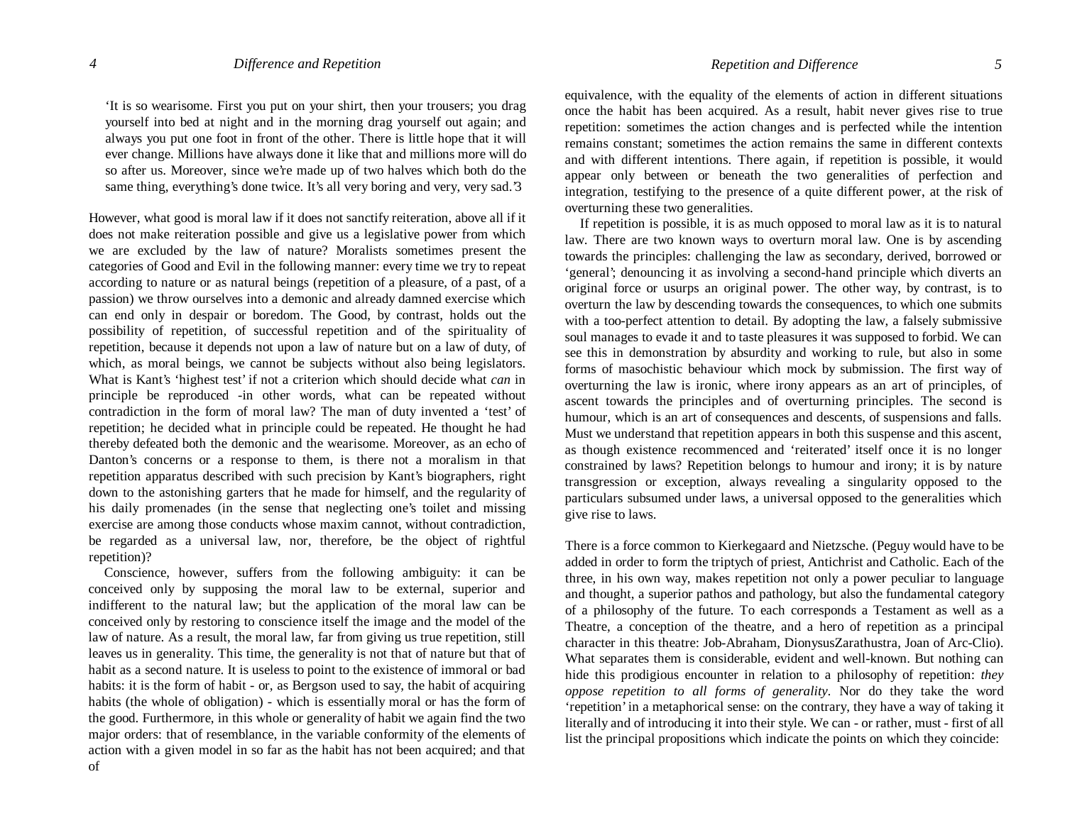> 'It is so wearisome. First you put on your shirt, then your trousers; you drag yourself into bed at night and in the morning drag yourself out again; and always you put one foot in front of the other. There is little hope that it will ever change. Millions have always done it like that and millions more will do so after us. Moreover, since we're made up of two halves which both do the same thing, everything's done twice. It's all very boring and very, very sad.'3

However, what good is moral law if it does not sanctify reiteration, above all if it does not make reiteration possible and give us a legislative power from which we are excluded by the law of nature? Moralists sometimes present the categories of Good and Evil in the following manner: every time we try to repeat according to nature or as natural beings (repetition of a pleasure, of a past, of a passion) we throw ourselves into a demonic and already damned exercise which can end only in despair or boredom. The Good, by contrast, holds out the possibility of repetition, of successful repetition and of the spirituality of repetition, because it depends not upon a law of nature but on a law of duty, of which, as moral beings, we cannot be subjects without also being legislators. What is Kant's 'highest test' if not a criterion which should decide what *can* in principle be reproduced -in other words, what can be repeated without contradiction in the form of moral law? The man of duty invented a 'test' of repetition; he decided what in principle could be repeated. He thought he had thereby defeated both the demonic and the wearisome. Moreover, as an echo of Danton's concerns or a response to them, is there not a moralism in that repetition apparatus described with such precision by Kant's biographers, right down to the astonishing garters that he made for himself, and the regularity of his daily promenades (in the sense that neglecting one's toilet and missing exercise are among those conducts whose maxim cannot, without contradiction, be regarded as a universal law, nor, therefore, be the object of rightful repetition)?

Conscience, however, suffers from the following ambiguity: it can be conceived only by supposing the moral law to be external, superior and indifferent to the natural law; but the application of the moral law can be conceived only by restoring to conscience itself the image and the model of the law of nature. As a result, the moral law, far from giving us true repetition, still leaves us in generality. This time, the generality is not that of nature but that of habit as a second nature. It is useless to point to the existence of immoral or bad habits: it is the form of habit - or, as Bergson used to say, the habit of acquiring habits (the whole of obligation) - which is essentially moral or has the form of the good. Furthermore, in this whole or generality of habit we again find the two major orders: that of resemblance, in the variable conformity of the elements of action with a given model in so far as the habit has not been acquired; and that of equivalence, with the equality of the elements of action in different situations once the habit has been acquired. As a result, habit never gives rise to true repetition: sometimes the action changes and is perfected while the intention remains constant; sometimes the action remains the same in different contexts and with different intentions. There again, if repetition is possible, it would appear only between or beneath the two generalities of perfection and integration, testifying to the presence of a quite different power, at the risk of overturning these two generalities.

If repetition is possible, it is as much opposed to moral law as it is to natural law. There are two known ways to overturn moral law. One is by ascending towards the principles: challenging the law as secondary, derived, borrowed or 'general'; denouncing it as involving a second-hand principle which diverts an original force or usurps an original power. The other way, by contrast, is to overturn the law by descending towards the consequences, to which one submits with a too-perfect attention to detail. By adopting the law, a falsely submissive soul manages to evade it and to taste pleasures it was supposed to forbid. We can see this in demonstration by absurdity and working to rule, but also in some forms of masochistic behaviour which mock by submission. The first way of overturning the law is ironic, where irony appears as an art of principles, of ascent towards the principles and of overturning principles. The second is humour, which is an art of consequences and descents, of suspensions and falls. Must we understand that repetition appears in both this suspense and this ascent, as though existence recommenced and 'reiterated' itself once it is no longer constrained by laws? Repetition belongs to humour and irony; it is by nature transgression or exception, always revealing a singularity opposed to the particulars subsumed under laws, a universal opposed to the generalities which give rise to laws.

There is a force common to Kierkegaard and Nietzsche. (Peguy would have to be added in order to form the triptych of priest, Antichrist and Catholic. Each of the three, in his own way, makes repetition not only a power peculiar to language and thought, a superior pathos and pathology, but also the fundamental category of a philosophy of the future. To each corresponds a Testament as well as a Theatre, a conception of the theatre, and a hero of repetition as a principal character in this theatre: Job-Abraham, DionysusZarathustra, Joan of Arc-Clio). What separates them is considerable, evident and well-known. But nothing can hide this prodigious encounter in relation to a philosophy of repetition: *they oppose repetition to all forms of generality*. Nor do they take the word 'repetition' in a metaphorical sense: on the contrary, they have a way of taking it literally and of introducing it into their style. We can - or rather, must - first of all list the principal propositions which indicate the points on which they coincide: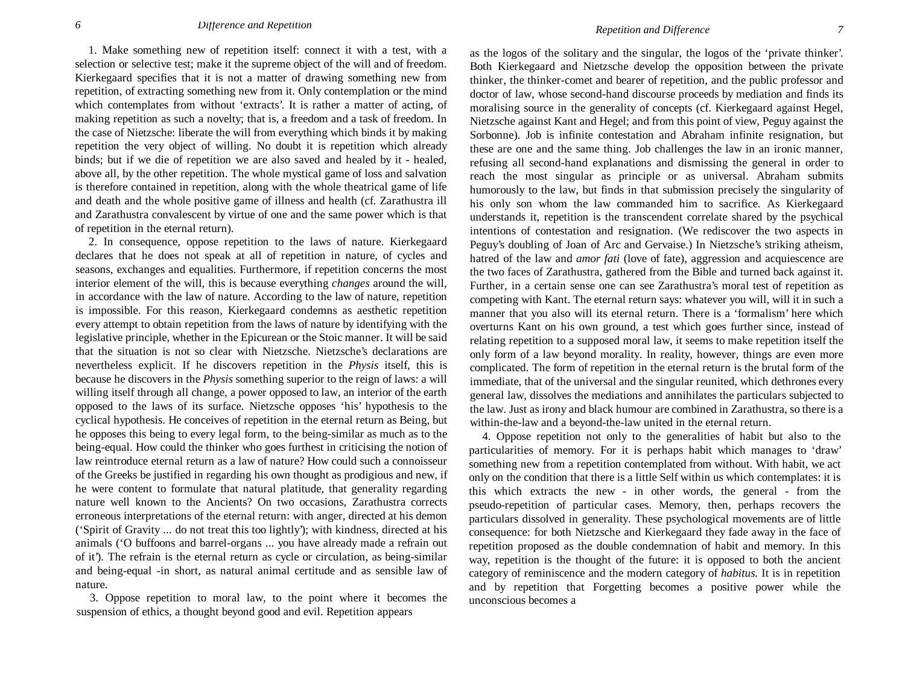1. Make something new of repetition itself: connect it with a test, with a selection or selective test; make it the supreme object of the will and of freedom. Kierkegaard specifies that it is not a matter of drawing something new from repetition, of extracting something new from it. Only contemplation or the mind which contemplates from without 'extracts'. It is rather a matter of acting, of making repetition as such a novelty; that is, a freedom and a task of freedom. In the case of Nietzsche: liberate the will from everything which binds it by making repetition the very object of willing. No doubt it is repetition which already binds; but if we die of repetition we are also saved and healed by it - healed, above all, by the other repetition. The whole mystical game of loss and salvation is therefore contained in repetition, along with the whole theatrical game of life and death and the whole positive game of illness and health (cf. Zarathustra ill and Zarathustra convalescent by virtue of one and the same power which is that of repetition in the eternal return).

2. In consequence, oppose repetition to the laws of nature. Kierkegaard declares that he does not speak at all of repetition in nature, of cycles and seasons, exchanges and equalities. Furthermore, if repetition concerns the most interior element of the will, this is because everything *changes* around the will, in accordance with the law of nature. According to the law of nature, repetition is impossible. For this reason, Kierkegaard condemns as aesthetic repetition every attempt to obtain repetition from the laws of nature by identifying with the legislative principle, whether in the Epicurean or the Stoic manner. It will be said that the situation is not so clear with Nietzsche. Nietzsche's declarations are nevertheless explicit. If he discovers repetition in the *Physis* itself, this is because he discovers in the *Physis* something superior to the reign of laws: a will willing itself through all change, a power opposed to law, an interior of the earth opposed to the laws of its surface. Nietzsche opposes 'his' hypothesis to the cyclical hypothesis. He conceives of repetition in the eternal return as Being, but he opposes this being to every legal form, to the being-similar as much as to the being-equal. How could the thinker who goes furthest in criticising the notion of law reintroduce eternal return as a law of nature? How could such a connoisseur of the Greeks be justified in regarding his own thought as prodigious and new, if he were content to formulate that natural platitude, that generality regarding nature well known to the Ancients? On two occasions, Zarathustra corrects erroneous interpretations of the eternal return: with anger, directed at his demon ('Spirit of Gravity ... do not treat this too lightly'); with kindness, directed at his animals ('O buffoons and barrel-organs ... you have already made a refrain out of it'). The refrain is the eternal return as cycle or circulation, as being-similar and being-equal -in short, as natural animal certitude and as sensible law of nature.

3. Oppose repetition to moral law, to the point where it becomes the suspension of ethics, a thought beyond good and evil. Repetition appears as the logos of the solitary and the singular, the logos of the 'private thinker'. Both Kierkegaard and Nietzsche develop the opposition between the private thinker, the thinker-comet and bearer of repetition, and the public professor and doctor of law, whose second-hand discourse proceeds by mediation and finds its moralising source in the generality of concepts (cf. Kierkegaard against Hegel, Nietzsche against Kant and Hegel; and from this point of view, Peguy against the Sorbonne). Job is infinite contestation and Abraham infinite resignation, but these are one and the same thing. Job challenges the law in an ironic manner, refusing all second-hand explanations and dismissing the general in order to reach the most singular as principle or as universal. Abraham submits humorously to the law, but finds in that submission precisely the singularity of his only son whom the law commanded him to sacrifice. As Kierkegaard understands it, repetition is the transcendent correlate shared by the psychical intentions of contestation and resignation. (We rediscover the two aspects in Peguy's doubling of Joan of Arc and Gervaise.) In Nietzsche's striking atheism, hatred of the law and *amor fati* (love of fate), aggression and acquiescence are the two faces of Zarathustra, gathered from the Bible and turned back against it. Further, in a certain sense one can see Zarathustra's moral test of repetition as competing with Kant. The eternal return says: whatever you will, will it in such a manner that you also will its eternal return. There is a 'formalism' here which overturns Kant on his own ground, a test which goes further since, instead of relating repetition to a supposed moral law, it seems to make repetition itself the only form of a law beyond morality. In reality, however, things are even more complicated. The form of repetition in the eternal return is the brutal form of the immediate, that of the universal and the singular reunited, which dethrones every general law, dissolves the mediations and annihilates the particulars subjected to the law. Just as irony and black humour are combined in Zarathustra, so there is a within-the-law and a beyond-the-law united in the eternal return.

4. Oppose repetition not only to the generalities of habit but also to the particularities of memory. For it is perhaps habit which manages to 'draw' something new from a repetition contemplated from without. With habit, we act only on the condition that there is a little Self within us which contemplates: it is this which extracts the new - in other words, the general - from the pseudo-repetition of particular cases. Memory, then, perhaps recovers the particulars dissolved in generality. These psychological movements are of little consequence: for both Nietzsche and Kierkegaard they fade away in the face of repetition proposed as the double condemnation of habit and memory. In this way, repetition is the thought of the future: it is opposed to both the ancient category of reminiscence and the modern category of *habitus.* It is in repetition and by repetition that Forgetting becomes a positive power while the unconscious becomes a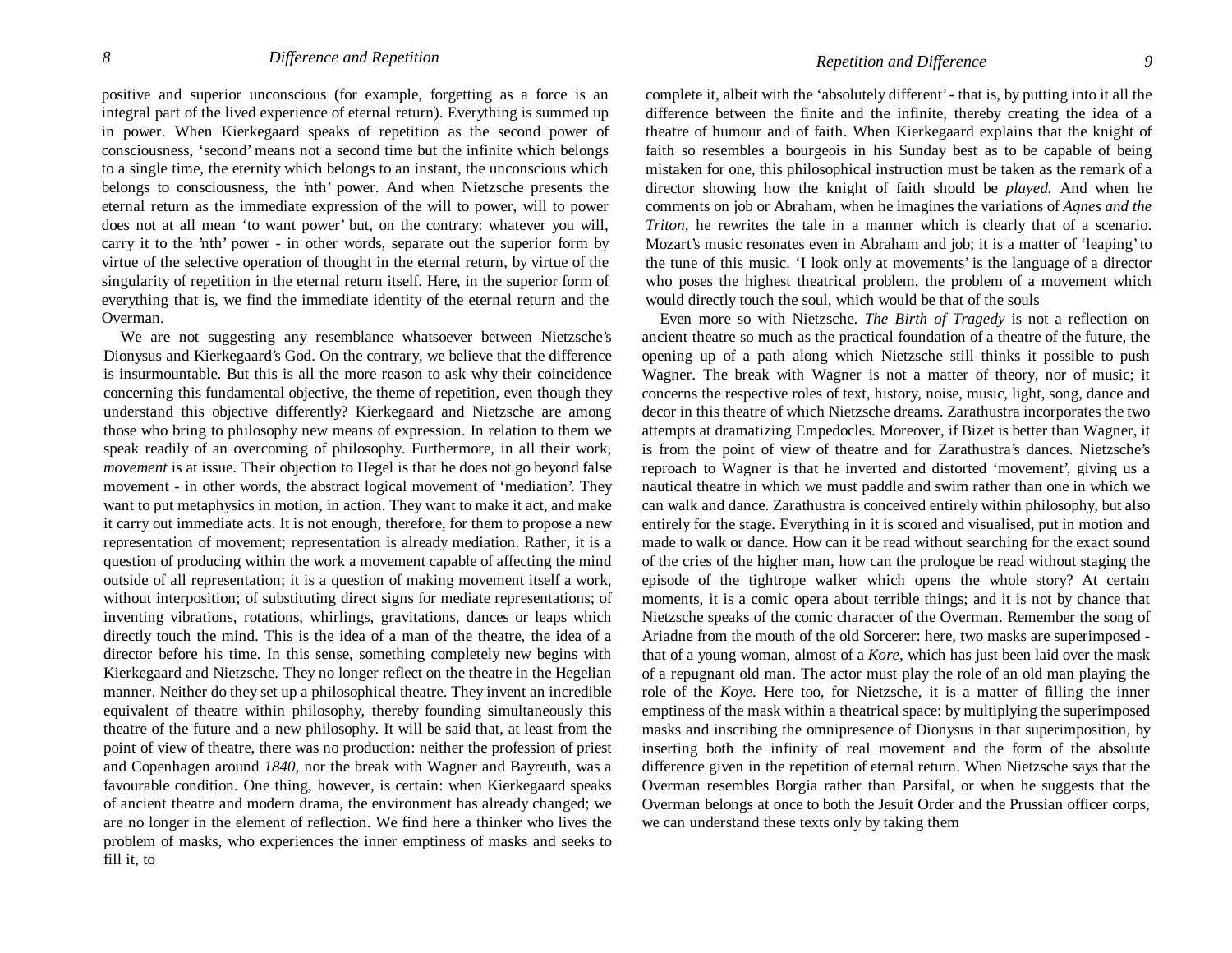positive and superior unconscious (for example, forgetting as a force is an integral part of the lived experience of eternal return). Everything is summed up in power. When Kierkegaard speaks of repetition as the second power of consciousness, 'second' means not a second time but the infinite which belongs to a single time, the eternity which belongs to an instant, the unconscious which belongs to consciousness, the 'nth' power. And when Nietzsche presents the eternal return as the immediate expression of the will to power, will to power does not at all mean 'to want power' but, on the contrary: whatever you will, carry it to the 'nth' power - in other words, separate out the superior form by virtue of the selective operation of thought in the eternal return, by virtue of the singularity of repetition in the eternal return itself. Here, in the superior form of everything that is, we find the immediate identity of the eternal return and the Overman.

We are not suggesting any resemblance whatsoever between Nietzsche's Dionysus and Kierkegaard's God. On the contrary, we believe that the difference is insurmountable. But this is all the more reason to ask why their coincidence concerning this fundamental objective, the theme of repetition, even though they understand this objective differently? Kierkegaard and Nietzsche are among those who bring to philosophy new means of expression. In relation to them we speak readily of an overcoming of philosophy. Furthermore, in all their work, *movement* is at issue. Their objection to Hegel is that he does not go beyond false movement - in other words, the abstract logical movement of 'mediation'. They want to put metaphysics in motion, in action. They want to make it act, and make it carry out immediate acts. It is not enough, therefore, for them to propose a new representation of movement; representation is already mediation. Rather, it is a question of producing within the work a movement capable of affecting the mind outside of all representation; it is a question of making movement itself a work, without interposition; of substituting direct signs for mediate representations; of inventing vibrations, rotations, whirlings, gravitations, dances or leaps which directly touch the mind. This is the idea of a man of the theatre, the idea of a director before his time. In this sense, something completely new begins with Kierkegaard and Nietzsche. They no longer reflect on the theatre in the Hegelian manner. Neither do they set up a philosophical theatre. They invent an incredible equivalent of theatre within philosophy, thereby founding simultaneously this theatre of the future and a new philosophy. It will be said that, at least from the point of view of theatre, there was no production: neither the profession of priest and Copenhagen around *1840*, nor the break with Wagner and Bayreuth, was a favourable condition. One thing, however, is certain: when Kierkegaard speaks of ancient theatre and modern drama, the environment has already changed; we are no longer in the element of reflection. We find here a thinker who lives the problem of masks, who experiences the inner emptiness of masks and seeks to fill it, to complete it, albeit with the 'absolutely different' - that is, by putting into it all the difference between the finite and the infinite, thereby creating the idea of a theatre of humour and of faith. When Kierkegaard explains that the knight of faith so resembles a bourgeois in his Sunday best as to be capable of being mistaken for one, this philosophical instruction must be taken as the remark of a director showing how the knight of faith should be *played*. And when he comments on job or Abraham, when he imagines the variations of *Agnes and the Triton*, he rewrites the tale in a manner which is clearly that of a scenario. Mozart's music resonates even in Abraham and job; it is a matter of 'leaping' to the tune of this music. 'I look only at movements' is the language of a director who poses the highest theatrical problem, the problem of a movement which would directly touch the soul, which would be that of the souls

Even more so with Nietzsche. *The Birth of Tragedy* is not a reflection on ancient theatre so much as the practical foundation of a theatre of the future, the opening up of a path along which Nietzsche still thinks it possible to push Wagner. The break with Wagner is not a matter of theory, nor of music; it concerns the respective roles of text, history, noise, music, light, song, dance and decor in this theatre of which Nietzsche dreams. Zarathustra incorporates the two attempts at dramatizing Empedocles. Moreover, if Bizet is better than Wagner, it is from the point of view of theatre and for Zarathustra's dances. Nietzsche's reproach to Wagner is that he inverted and distorted 'movement', giving us a nautical theatre in which we must paddle and swim rather than one in which we can walk and dance. Zarathustra is conceived entirely within philosophy, but also entirely for the stage. Everything in it is scored and visualised, put in motion and made to walk or dance. How can it be read without searching for the exact sound of the cries of the higher man, how can the prologue be read without staging the episode of the tightrope walker which opens the whole story? At certain moments, it is a comic opera about terrible things; and it is not by chance that Nietzsche speaks of the comic character of the Overman. Remember the song of Ariadne from the mouth of the old Sorcerer: here, two masks are superimposed - that of a young woman, almost of a *Kore*, which has just been laid over the mask of a repugnant old man. The actor must play the role of an old man playing the role of the *Koye*. Here too, for Nietzsche, it is a matter of filling the inner emptiness of the mask within a theatrical space: by multiplying the superimposed masks and inscribing the omnipresence of Dionysus in that superimposition, by inserting both the infinity of real movement and the form of the absolute difference given in the repetition of eternal return. When Nietzsche says that the Overman resembles Borgia rather than Parsifal, or when he suggests that the Overman belongs at once to both the Jesuit Order and the Prussian officer corps, we can understand these texts only by taking them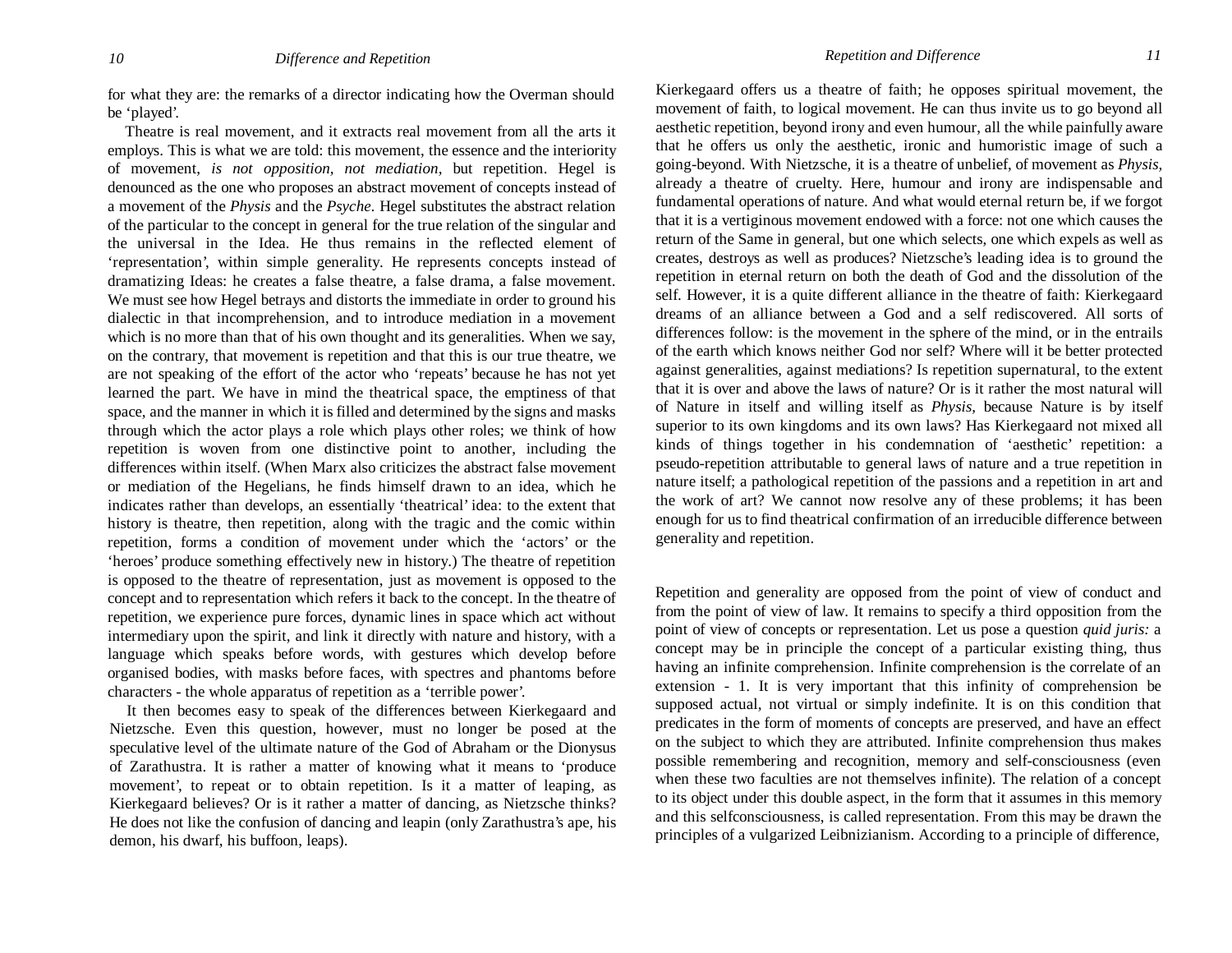for what they are: the remarks of a director indicating how the Overman should be 'played'.

Theatre is real movement, and it extracts real movement from all the arts it employs. This is what we are told: this movement, the essence and the interiority of movement, *is not opposition, not mediation,* but repetition. Hegel is denounced as the one who proposes an abstract movement of concepts instead of a movement of the *Physis* and the *Psyche.* Hegel substitutes the abstract relation of the particular to the concept in general for the true relation of the singular and the universal in the Idea. He thus remains in the reflected element of 'representation', within simple generality. He represents concepts instead of dramatizing Ideas: he creates a false theatre, a false drama, a false movement. We must see how Hegel betrays and distorts the immediate in order to ground his dialectic in that incomprehension, and to introduce mediation in a movement which is no more than that of his own thought and its generalities. When we say, on the contrary, that movement is repetition and that this is our true theatre, we are not speaking of the effort of the actor who 'repeats' because he has not yet learned the part. We have in mind the theatrical space, the emptiness of that space, and the manner in which it is filled and determined by the signs and masks through which the actor plays a role which plays other roles; we think of how repetition is woven from one distinctive point to another, including the differences within itself. (When Marx also criticizes the abstract false movement or mediation of the Hegelians, he finds himself drawn to an idea, which he indicates rather than develops, an essentially 'theatrical' idea: to the extent that history is theatre, then repetition, along with the tragic and the comic within repetition, forms a condition of movement under which the 'actors' or the 'heroes' produce something effectively new in history.) The theatre of repetition is opposed to the theatre of representation, just as movement is opposed to the concept and to representation which refers it back to the concept. In the theatre of repetition, we experience pure forces, dynamic lines in space which act without intermediary upon the spirit, and link it directly with nature and history, with a language which speaks before words, with gestures which develop before organised bodies, with masks before faces, with spectres and phantoms before characters - the whole apparatus of repetition as a 'terrible power'.

It then becomes easy to speak of the differences between Kierkegaard and Nietzsche. Even this question, however, must no longer be posed at the speculative level of the ultimate nature of the God of Abraham or the Dionysus of Zarathustra. It is rather a matter of knowing what it means to 'produce movement', to repeat or to obtain repetition. Is it a matter of leaping, as Kierkegaard believes? Or is it rather a matter of dancing, as Nietzsche thinks? He does not like the confusion of dancing and leapin (only Zarathustra's ape, his demon, his dwarf, his buffoon, leaps). Kierkegaard offers us a theatre of faith; he opposes spiritual movement, the movement of faith, to logical movement. He can thus invite us to go beyond all aesthetic repetition, beyond irony and even humour, all the while painfully aware that he offers us only the aesthetic, ironic and humoristic image of such a going-beyond. With Nietzsche, it is a theatre of unbelief, of movement as *Physis,* already a theatre of cruelty. Here, humour and irony are indispensable and fundamental operations of nature. And what would eternal return be, if we forgot that it is a vertiginous movement endowed with a force: not one which causes the return of the Same in general, but one which selects, one which expels as well as creates, destroys as well as produces? Nietzsche's leading idea is to ground the repetition in eternal return on both the death of God and the dissolution of the self. However, it is a quite different alliance in the theatre of faith: Kierkegaard dreams of an alliance between a God and a self rediscovered. All sorts of differences follow: is the movement in the sphere of the mind, or in the entrails of the earth which knows neither God nor self? Where will it be better protected against generalities, against mediations? Is repetition supernatural, to the extent that it is over and above the laws of nature? Or is it rather the most natural will of Nature in itself and willing itself as *Physis,* because Nature is by itself superior to its own kingdoms and its own laws? Has Kierkegaard not mixed all kinds of things together in his condemnation of 'aesthetic' repetition: a pseudo-repetition attributable to general laws of nature and a true repetition in nature itself; a pathological repetition of the passions and a repetition in art and the work of art? We cannot now resolve any of these problems; it has been enough for us to find theatrical confirmation of an irreducible difference between generality and repetition.

Repetition and generality are opposed from the point of view of conduct and from the point of view of law. It remains to specify a third opposition from the point of view of concepts or representation. Let us pose a question *quid juris:* a concept may be in principle the concept of a particular existing thing, thus having an infinite comprehension. Infinite comprehension is the correlate of an extension - 1. It is very important that this infinity of comprehension be supposed actual, not virtual or simply indefinite. It is on this condition that predicates in the form of moments of concepts are preserved, and have an effect on the subject to which they are attributed. Infinite comprehension thus makes possible remembering and recognition, memory and self-consciousness (even when these two faculties are not themselves infinite). The relation of a concept to its object under this double aspect, in the form that it assumes in this memory and this selfconsciousness, is called representation. From this may be drawn the principles of a vulgarized Leibnizianism. According to a principle of difference,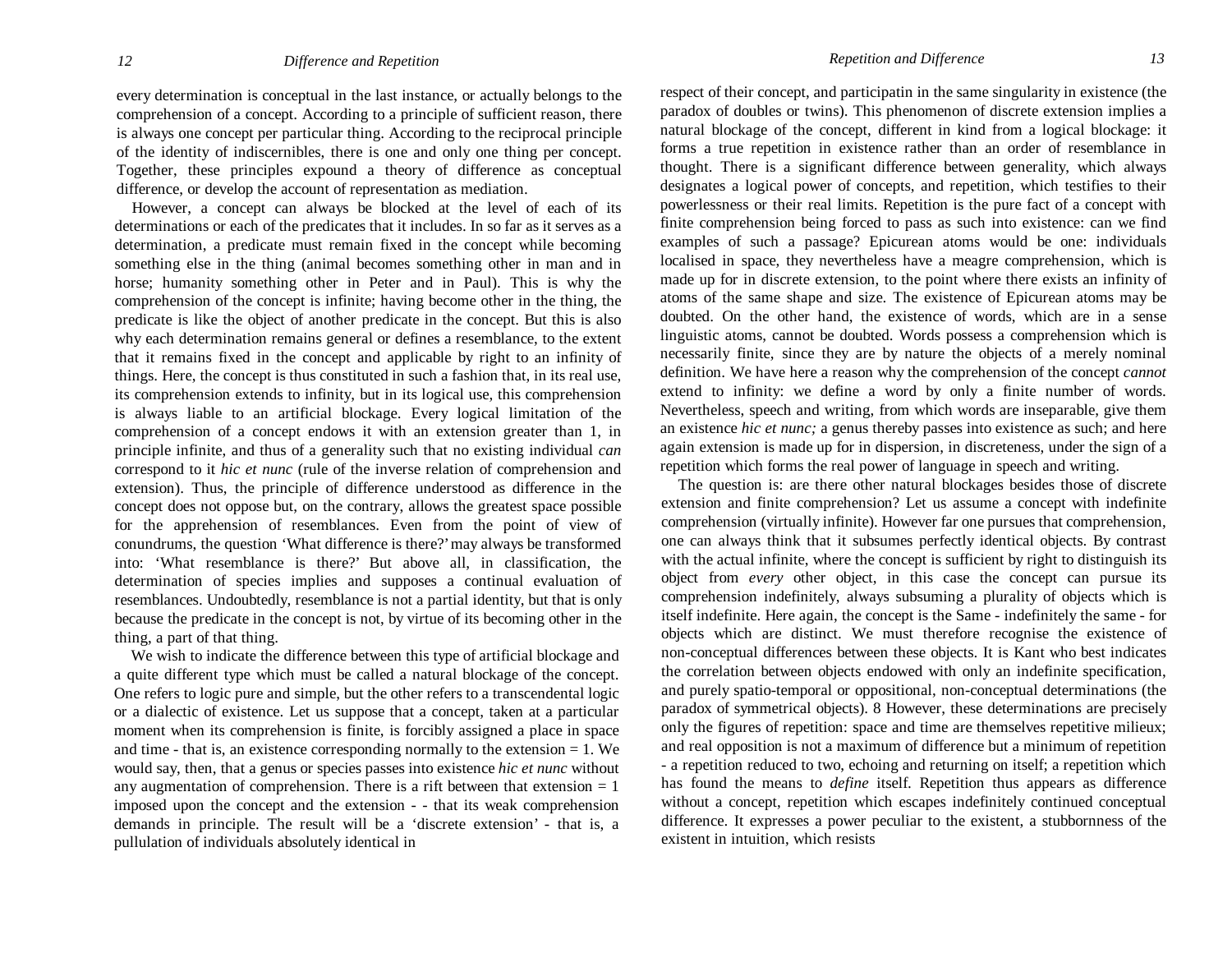every determination is conceptual in the last instance, or actually belongs to the comprehension of a concept. According to a principle of sufficient reason, there is always one concept per particular thing. According to the reciprocal principle of the identity of indiscernibles, there is one and only one thing per concept. Together, these principles expound a theory of difference as conceptual difference, or develop the account of representation as mediation.

However, a concept can always be blocked at the level of each of its determinations or each of the predicates that it includes. In so far as it serves as a determination, a predicate must remain fixed in the concept while becoming something else in the thing (animal becomes something other in man and in horse; humanity something other in Peter and in Paul). This is why the comprehension of the concept is infinite; having become other in the thing, the predicate is like the object of another predicate in the concept. But this is also why each determination remains general or defines a resemblance, to the extent that it remains fixed in the concept and applicable by right to an infinity of things. Here, the concept is thus constituted in such a fashion that, in its real use, its comprehension extends to infinity, but in its logical use, this comprehension is always liable to an artificial blockage. Every logical limitation of the comprehension of a concept endows it with an extension greater than 1, in principle infinite, and thus of a generality such that no existing individual *can* correspond to it *hic et nunc* (rule of the inverse relation of comprehension and extension). Thus, the principle of difference understood as difference in the concept does not oppose but, on the contrary, allows the greatest space possible for the apprehension of resemblances. Even from the point of view of conundrums, the question 'What difference is there?' may always be transformed into: 'What resemblance is there?' But above all, in classification, the determination of species implies and supposes a continual evaluation of resemblances. Undoubtedly, resemblance is not a partial identity, but that is only because the predicate in the concept is not, by virtue of its becoming other in the thing, a part of that thing.

We wish to indicate the difference between this type of artificial blockage and a quite different type which must be called a natural blockage of the concept. One refers to logic pure and simple, but the other refers to a transcendental logic or a dialectic of existence. Let us suppose that a concept, taken at a particular moment when its comprehension is finite, is forcibly assigned a place in space and time - that is, an existence corresponding normally to the extension = 1. We would say, then, that a genus or species passes into existence *hic et nunc* without any augmentation of comprehension. There is a rift between that extension = 1 imposed upon the concept and the extension - - that its weak comprehension demands in principle. The result will be a 'discrete extension' - that is, a pullulation of individuals absolutely identical in respect of their concept, and participatin in the same singularity in existence (the paradox of doubles or twins). This phenomenon of discrete extension implies a natural blockage of the concept, different in kind from a logical blockage: it forms a true repetition in existence rather than an order of resemblance in thought. There is a significant difference between generality, which always designates a logical power of concepts, and repetition, which testifies to their powerlessness or their real limits. Repetition is the pure fact of a concept with finite comprehension being forced to pass as such into existence: can we find examples of such a passage? Epicurean atoms would be one: individuals localised in space, they nevertheless have a meagre comprehension, which is made up for in discrete extension, to the point where there exists an infinity of atoms of the same shape and size. The existence of Epicurean atoms may be doubted. On the other hand, the existence of words, which are in a sense linguistic atoms, cannot be doubted. Words possess a comprehension which is necessarily finite, since they are by nature the objects of a merely nominal definition. We have here a reason why the comprehension of the concept *cannot* extend to infinity: we define a word by only a finite number of words. Nevertheless, speech and writing, from which words are inseparable, give them an existence *hic et nunc;* a genus thereby passes into existence as such; and here again extension is made up for in dispersion, in discreteness, under the sign of a repetition which forms the real power of language in speech and writing.

The question is: are there other natural blockages besides those of discrete extension and finite comprehension? Let us assume a concept with indefinite comprehension (virtually infinite). However far one pursues that comprehension, one can always think that it subsumes perfectly identical objects. By contrast with the actual infinite, where the concept is sufficient by right to distinguish its object from *every* other object, in this case the concept can pursue its comprehension indefinitely, always subsuming a plurality of objects which is itself indefinite. Here again, the concept is the Same - indefinitely the same - for objects which are distinct. We must therefore recognise the existence of non-conceptual differences between these objects. It is Kant who best indicates the correlation between objects endowed with only an indefinite specification, and purely spatio-temporal or oppositional, non-conceptual determinations (the paradox of symmetrical objects). 8 However, these determinations are precisely only the figures of repetition: space and time are themselves repetitive milieux; and real opposition is not a maximum of difference but a minimum of repetition - a repetition reduced to two, echoing and returning on itself; a repetition which has found the means to *define* itself. Repetition thus appears as difference without a concept, repetition which escapes indefinitely continued conceptual difference. It expresses a power peculiar to the existent, a stubbornness of the existent in intuition, which resists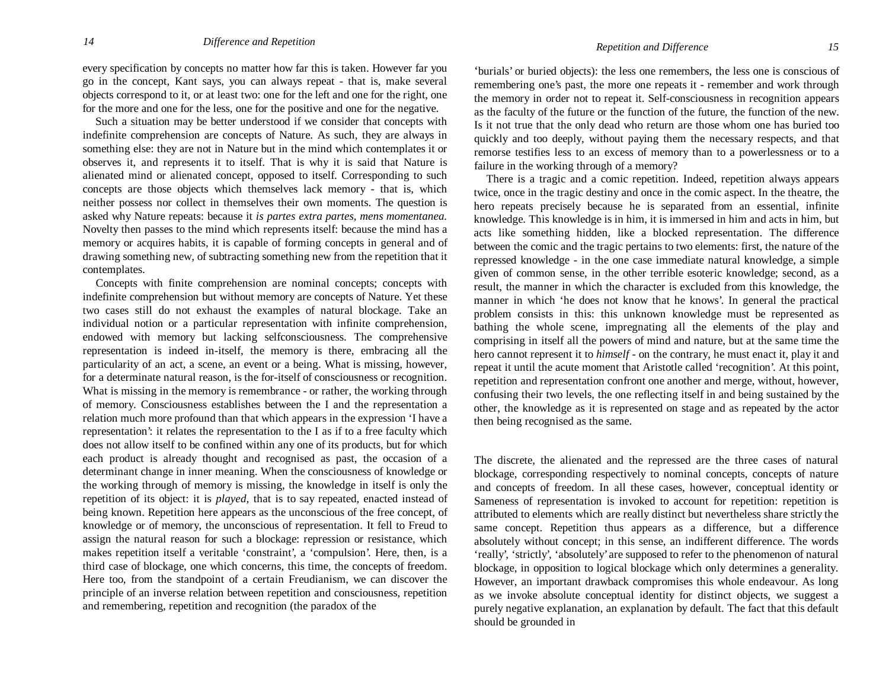every specification by concepts no matter how far this is taken. However far you go in the concept, Kant says, you can always repeat - that is, make several objects correspond to it, or at least two: one for the left and one for the right, one for the more and one for the less, one for the positive and one for the negative.

Such a situation may be better understood if we consider that concepts with indefinite comprehension are concepts of Nature. As such, they are always in something else: they are not in Nature but in the mind which contemplates it or observes it, and represents it to itself. That is why it is said that Nature is alienated mind or alienated concept, opposed to itself. Corresponding to such concepts are those objects which themselves lack memory - that is, which neither possess nor collect in themselves their own moments. The question is asked why Nature repeats: because it *is partes extra partes, mens momentanea.* Novelty then passes to the mind which represents itself: because the mind has a memory or acquires habits, it is capable of forming concepts in general and of drawing something new, of subtracting something new from the repetition that it contemplates.

Concepts with finite comprehension are nominal concepts; concepts with indefinite comprehension but without memory are concepts of Nature. Yet these two cases still do not exhaust the examples of natural blockage. Take an individual notion or a particular representation with infinite comprehension, endowed with memory but lacking selfconsciousness. The comprehensive representation is indeed in-itself, the memory is there, embracing all the particularity of an act, a scene, an event or a being. What is missing, however, for a determinate natural reason, is the for-itself of consciousness or recognition. What is missing in the memory is remembrance - or rather, the working through of memory. Consciousness establishes between the I and the representation a relation much more profound than that which appears in the expression 'I have a representation': it relates the representation to the I as if to a free faculty which does not allow itself to be confined within any one of its products, but for which each product is already thought and recognised as past, the occasion of a determinant change in inner meaning. When the consciousness of knowledge or the working through of memory is missing, the knowledge in itself is only the repetition of its object: it is *played,* that is to say repeated, enacted instead of being known. Repetition here appears as the unconscious of the free concept, of knowledge or of memory, the unconscious of representation. It fell to Freud to assign the natural reason for such a blockage: repression or resistance, which makes repetition itself a veritable 'constraint', a 'compulsion'. Here, then, is a third case of blockage, one which concerns, this time, the concepts of freedom. Here too, from the standpoint of a certain Freudianism, we can discover the principle of an inverse relation between repetition and consciousness, repetition and remembering, repetition and recognition (the paradox of the 'burials' or buried objects): the less one remembers, the less one is conscious of remembering one's past, the more one repeats it - remember and work through the memory in order not to repeat it. Self-consciousness in recognition appears as the faculty of the future or the function of the future, the function of the new. Is it not true that the only dead who return are those whom one has buried too quickly and too deeply, without paying them the necessary respects, and that remorse testifies less to an excess of memory than to a powerlessness or to a failure in the working through of a memory?

There is a tragic and a comic repetition. Indeed, repetition always appears twice, once in the tragic destiny and once in the comic aspect. In the theatre, the hero repeats precisely because he is separated from an essential, infinite knowledge. This knowledge is in him, it is immersed in him and acts in him, but acts like something hidden, like a blocked representation. The difference between the comic and the tragic pertains to two elements: first, the nature of the repressed knowledge - in the one case immediate natural knowledge, a simple given of common sense, in the other terrible esoteric knowledge; second, as a result, the manner in which the character is excluded from this knowledge, the manner in which 'he does not know that he knows'. In general the practical problem consists in this: this unknown knowledge must be represented as bathing the whole scene, impregnating all the elements of the play and comprising in itself all the powers of mind and nature, but at the same time the hero cannot represent it to *himself* - on the contrary, he must enact it, play it and repeat it until the acute moment that Aristotle called 'recognition'. At this point, repetition and representation confront one another and merge, without, however, confusing their two levels, the one reflecting itself in and being sustained by the other, the knowledge as it is represented on stage and as repeated by the actor then being recognised as the same.

The discrete, the alienated and the repressed are the three cases of natural blockage, corresponding respectively to nominal concepts, concepts of nature and concepts of freedom. In all these cases, however, conceptual identity or Sameness of representation is invoked to account for repetition: repetition is attributed to elements which are really distinct but nevertheless share strictly the same concept. Repetition thus appears as a difference, but a difference absolutely without concept; in this sense, an indifferent difference. The words 'really', 'strictly', 'absolutely' are supposed to refer to the phenomenon of natural blockage, in opposition to logical blockage which only determines a generality. However, an important drawback compromises this whole endeavour. As long as we invoke absolute conceptual identity for distinct objects, we suggest a purely negative explanation, an explanation by default. The fact that this default should be grounded in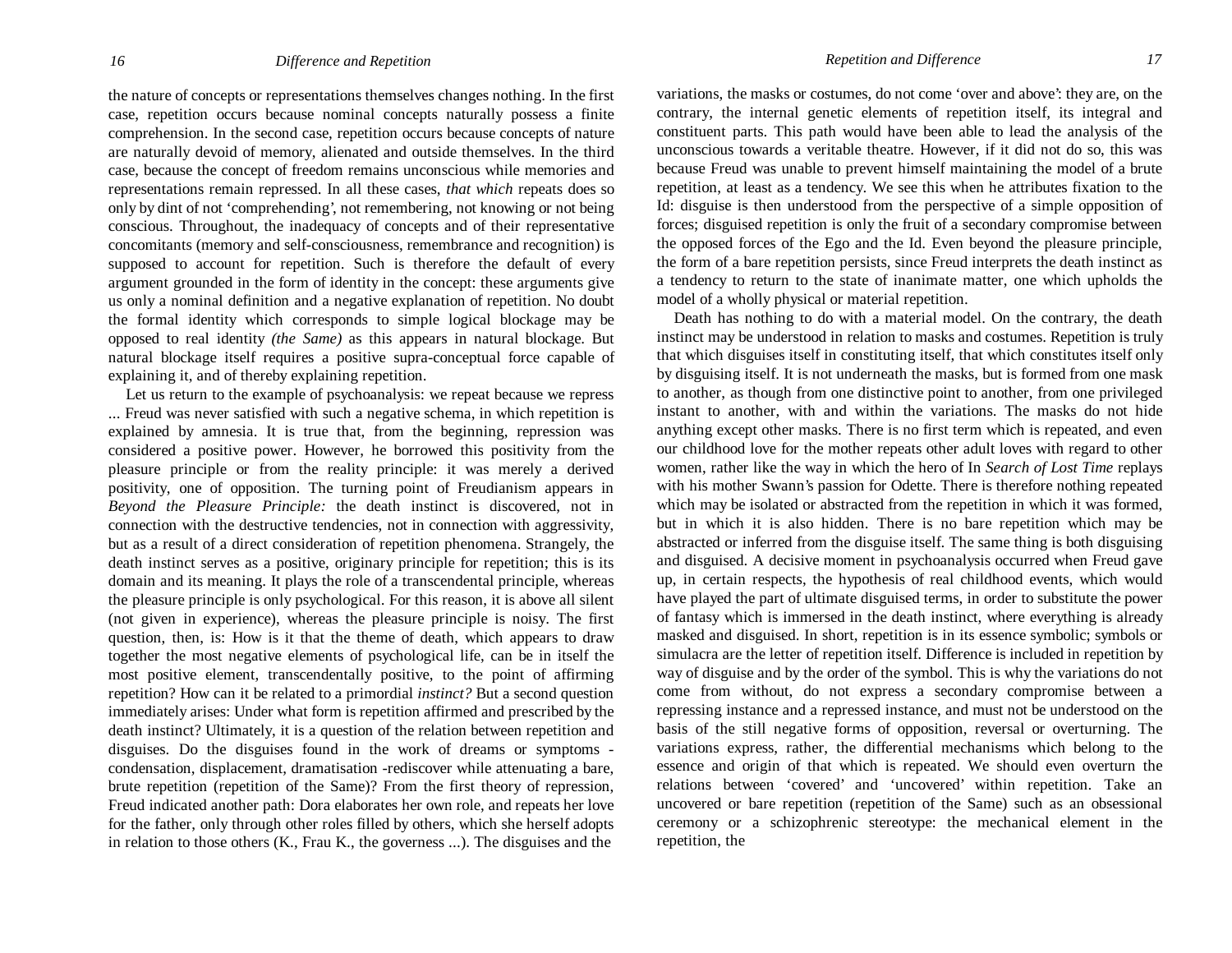the nature of concepts or representations themselves changes nothing. In the first case, repetition occurs because nominal concepts naturally possess a finite comprehension. In the second case, repetition occurs because concepts of nature are naturally devoid of memory, alienated and outside themselves. In the third case, because the concept of freedom remains unconscious while memories and representations remain repressed. In all these cases, *that which* repeats does so only by dint of not 'comprehending', not remembering, not knowing or not being conscious. Throughout, the inadequacy of concepts and of their representative concomitants (memory and self-consciousness, remembrance and recognition) is supposed to account for repetition. Such is therefore the default of every argument grounded in the form of identity in the concept: these arguments give us only a nominal definition and a negative explanation of repetition. No doubt the formal identity which corresponds to simple logical blockage may be opposed to real identity *(the Same)* as this appears in natural blockage. But natural blockage itself requires a positive supra-conceptual force capable of explaining it, and of thereby explaining repetition.

Let us return to the example of psychoanalysis: we repeat because we repress ... Freud was never satisfied with such a negative schema, in which repetition is explained by amnesia. It is true that, from the beginning, repression was considered a positive power. However, he borrowed this positivity from the pleasure principle or from the reality principle: it was merely a derived positivity, one of opposition. The turning point of Freudianism appears in *Beyond the Pleasure Principle:* the death instinct is discovered, not in connection with the destructive tendencies, not in connection with aggressivity, but as a result of a direct consideration of repetition phenomena. Strangely, the death instinct serves as a positive, originary principle for repetition; this is its domain and its meaning. It plays the role of a transcendental principle, whereas the pleasure principle is only psychological. For this reason, it is above all silent (not given in experience), whereas the pleasure principle is noisy. The first question, then, is: How is it that the theme of death, which appears to draw together the most negative elements of psychological life, can be in itself the most positive element, transcendentally positive, to the point of affirming repetition? How can it be related to a primordial *instinct?* But a second question immediately arises: Under what form is repetition affirmed and prescribed by the death instinct? Ultimately, it is a question of the relation between repetition and disguises. Do the disguises found in the work of dreams or symptoms - condensation, displacement, dramatisation -rediscover while attenuating a bare, brute repetition (repetition of the Same)? From the first theory of repression, Freud indicated another path: Dora elaborates her own role, and repeats her love for the father, only through other roles filled by others, which she herself adopts in relation to those others (K., Frau K., the governess ...). The disguises and the variations, the masks or costumes, do not come 'over and above': they are, on the contrary, the internal genetic elements of repetition itself, its integral and constituent parts. This path would have been able to lead the analysis of the unconscious towards a veritable theatre. However, if it did not do so, this was because Freud was unable to prevent himself maintaining the model of a brute repetition, at least as a tendency. We see this when he attributes fixation to the Id: disguise is then understood from the perspective of a simple opposition of forces; disguised repetition is only the fruit of a secondary compromise between the opposed forces of the Ego and the Id. Even beyond the pleasure principle, the form of a bare repetition persists, since Freud interprets the death instinct as a tendency to return to the state of inanimate matter, one which upholds the model of a wholly physical or material repetition.

Death has nothing to do with a material model. On the contrary, the death instinct may be understood in relation to masks and costumes. Repetition is truly that which disguises itself in constituting itself, that which constitutes itself only by disguising itself. It is not underneath the masks, but is formed from one mask to another, as though from one distinctive point to another, from one privileged instant to another, with and within the variations. The masks do not hide anything except other masks. There is no first term which is repeated, and even our childhood love for the mother repeats other adult loves with regard to other women, rather like the way in which the hero of In *Search of Lost Time* replays with his mother Swann's passion for Odette. There is therefore nothing repeated which may be isolated or abstracted from the repetition in which it was formed, but in which it is also hidden. There is no bare repetition which may be abstracted or inferred from the disguise itself. The same thing is both disguising and disguised. A decisive moment in psychoanalysis occurred when Freud gave up, in certain respects, the hypothesis of real childhood events, which would have played the part of ultimate disguised terms, in order to substitute the power of fantasy which is immersed in the death instinct, where everything is already masked and disguised. In short, repetition is in its essence symbolic; symbols or simulacra are the letter of repetition itself. Difference is included in repetition by way of disguise and by the order of the symbol. This is why the variations do not come from without, do not express a secondary compromise between a repressing instance and a repressed instance, and must not be understood on the basis of the still negative forms of opposition, reversal or overturning. The variations express, rather, the differential mechanisms which belong to the essence and origin of that which is repeated. We should even overturn the relations between 'covered' and 'uncovered' within repetition. Take an uncovered or bare repetition (repetition of the Same) such as an obsessional ceremony or a schizophrenic stereotype: the mechanical element in the repetition, the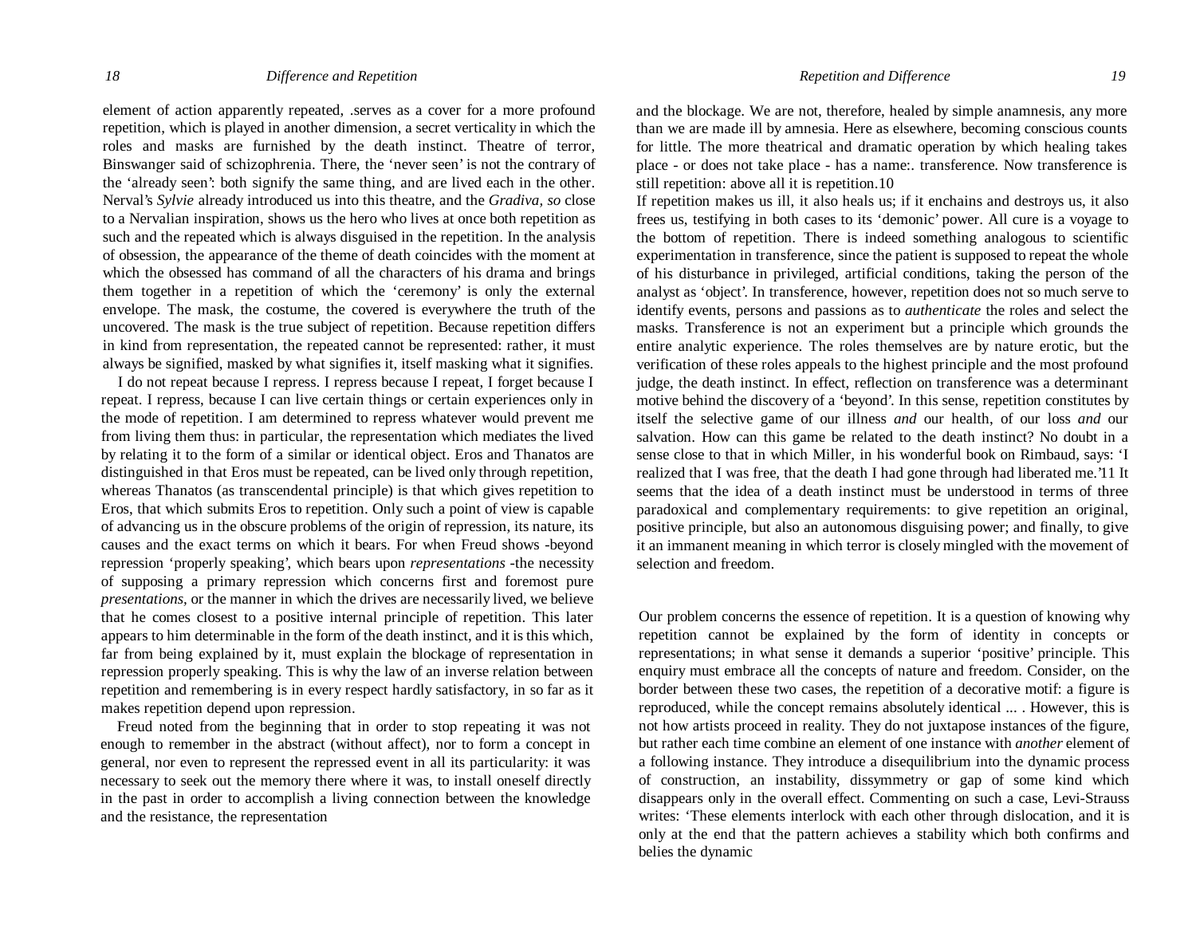element of action apparently repeated, .serves as a cover for a more profound repetition, which is played in another dimension, a secret verticality in which the roles and masks are furnished by the death instinct. Theatre of terror, Binswanger said of schizophrenia. There, the 'never seen' is not the contrary of the 'already seen': both signify the same thing, and are lived each in the other. Nerval's *Sylvie* already introduced us into this theatre, and the *Gradiva, so* close to a Nervalian inspiration, shows us the hero who lives at once both repetition as such and the repeated which is always disguised in the repetition. In the analysis of obsession, the appearance of the theme of death coincides with the moment at which the obsessed has command of all the characters of his drama and brings them together in a repetition of which the 'ceremony' is only the external envelope. The mask, the costume, the covered is everywhere the truth of the uncovered. The mask is the true subject of repetition. Because repetition differs in kind from representation, the repeated cannot be represented: rather, it must always be signified, masked by what signifies it, itself masking what it signifies.

I do not repeat because I repress. I repress because I repeat, I forget because I repeat. I repress, because I can live certain things or certain experiences only in the mode of repetition. I am determined to repress whatever would prevent me from living them thus: in particular, the representation which mediates the lived by relating it to the form of a similar or identical object. Eros and Thanatos are distinguished in that Eros must be repeated, can be lived only through repetition, whereas Thanatos (as transcendental principle) is that which gives repetition to Eros, that which submits Eros to repetition. Only such a point of view is capable of advancing us in the obscure problems of the origin of repression, its nature, its causes and the exact terms on which it bears. For when Freud shows -beyond repression 'properly speaking', which bears upon *representations* -the necessity of supposing a primary repression which concerns first and foremost pure *presentations,* or the manner in which the drives are necessarily lived, we believe that he comes closest to a positive internal principle of repetition. This later appears to him determinable in the form of the death instinct, and it is this which, far from being explained by it, must explain the blockage of representation in repression properly speaking. This is why the law of an inverse relation between repetition and remembering is in every respect hardly satisfactory, in so far as it makes repetition depend upon repression.

Freud noted from the beginning that in order to stop repeating it was not enough to remember in the abstract (without affect), nor to form a concept in general, nor even to represent the repressed event in all its particularity: it was necessary to seek out the memory there where it was, to install oneself directly in the past in order to accomplish a living connection between the knowledge and the resistance, the representation and the blockage. We are not, therefore, healed by simple anamnesis, any more than we are made ill by amnesia. Here as elsewhere, becoming conscious counts for little. The more theatrical and dramatic operation by which healing takes place - or does not take place - has a name:. transference. Now transference is still repetition: above all it is repetition.10

If repetition makes us ill, it also heals us; if it enchains and destroys us, it also frees us, testifying in both cases to its 'demonic' power. All cure is a voyage to the bottom of repetition. There is indeed something analogous to scientific experimentation in transference, since the patient is supposed to repeat the whole of his disturbance in privileged, artificial conditions, taking the person of the analyst as 'object'. In transference, however, repetition does not so much serve to identify events, persons and passions as to *authenticate* the roles and select the masks. Transference is not an experiment but a principle which grounds the entire analytic experience. The roles themselves are by nature erotic, but the verification of these roles appeals to the highest principle and the most profound judge, the death instinct. In effect, reflection on transference was a determinant motive behind the discovery of a 'beyond'. In this sense, repetition constitutes by itself the selective game of our illness *and* our health, of our loss *and* our salvation. How can this game be related to the death instinct? No doubt in a sense close to that in which Miller, in his wonderful book on Rimbaud, says: 'I realized that I was free, that the death I had gone through had liberated me.'11 It seems that the idea of a death instinct must be understood in terms of three paradoxical and complementary requirements: to give repetition an original, positive principle, but also an autonomous disguising power; and finally, to give it an immanent meaning in which terror is closely mingled with the movement of selection and freedom.

Our problem concerns the essence of repetition. It is a question of knowing why repetition cannot be explained by the form of identity in concepts or representations; in what sense it demands a superior 'positive' principle. This enquiry must embrace all the concepts of nature and freedom. Consider, on the border between these two cases, the repetition of a decorative motif: a figure is reproduced, while the concept remains absolutely identical ... . However, this is not how artists proceed in reality. They do not juxtapose instances of the figure, but rather each time combine an element of one instance with *another* element of a following instance. They introduce a disequilibrium into the dynamic process of construction, an instability, dissymmetry or gap of some kind which disappears only in the overall effect. Commenting on such a case, Levi-Strauss writes: 'These elements interlock with each other through dislocation, and it is only at the end that the pattern achieves a stability which both confirms and belies the dynamic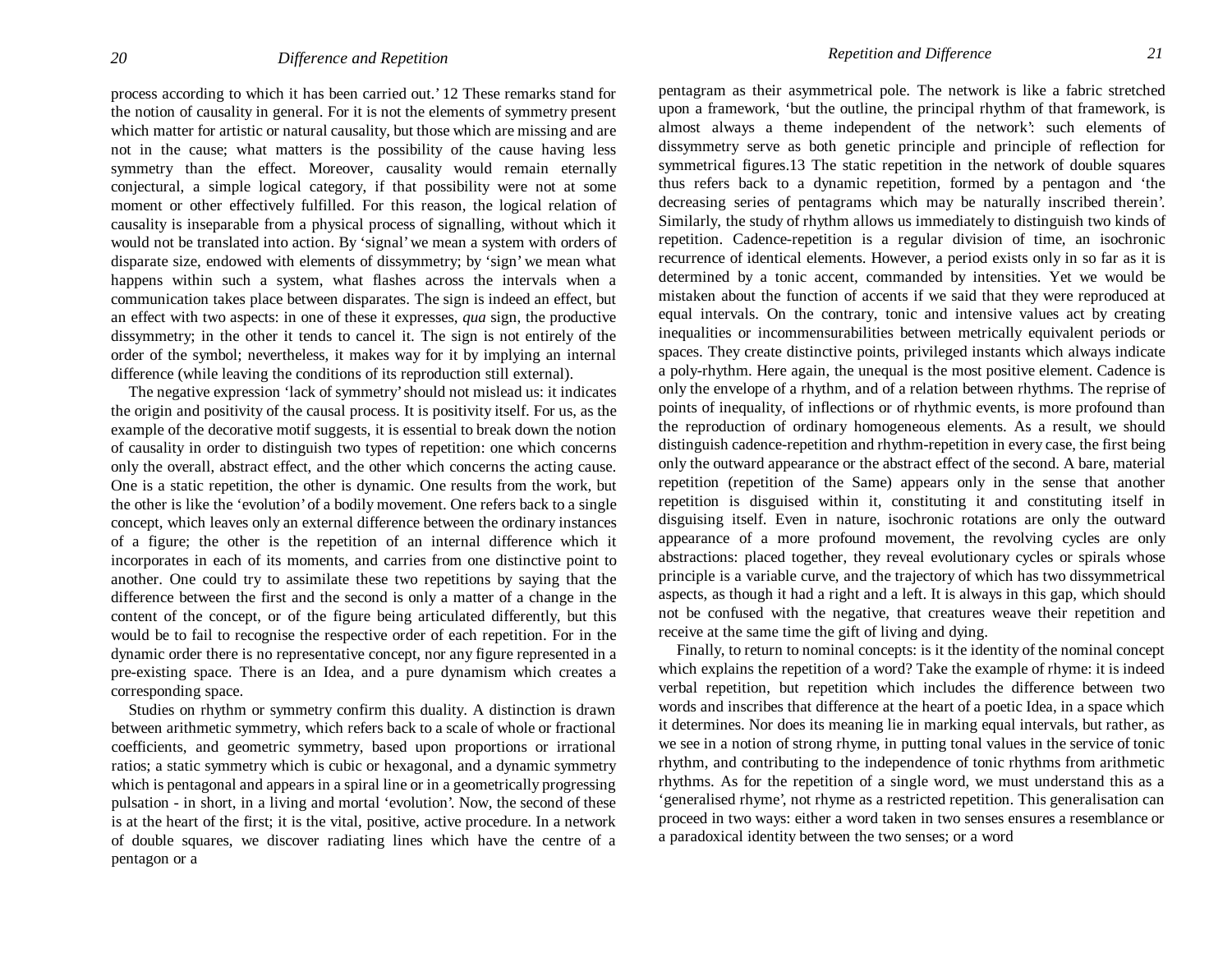process according to which it has been carried out.' 12 These remarks stand for the notion of causality in general. For it is not the elements of symmetry present which matter for artistic or natural causality, but those which are missing and are not in the cause; what matters is the possibility of the cause having less symmetry than the effect. Moreover, causality would remain eternally conjectural, a simple logical category, if that possibility were not at some moment or other effectively fulfilled. For this reason, the logical relation of causality is inseparable from a physical process of signalling, without which it would not be translated into action. By 'signal' we mean a system with orders of disparate size, endowed with elements of dissymmetry; by 'sign' we mean what happens within such a system, what flashes across the intervals when a communication takes place between disparates. The sign is indeed an effect, but an effect with two aspects: in one of these it expresses, *qua* sign, the productive dissymmetry; in the other it tends to cancel it. The sign is not entirely of the order of the symbol; nevertheless, it makes way for it by implying an internal difference (while leaving the conditions of its reproduction still external).

The negative expression 'lack of symmetry' should not mislead us: it indicates the origin and positivity of the causal process. It is positivity itself. For us, as the example of the decorative motif suggests, it is essential to break down the notion of causality in order to distinguish two types of repetition: one which concerns only the overall, abstract effect, and the other which concerns the acting cause. One is a static repetition, the other is dynamic. One results from the work, but the other is like the 'evolution' of a bodily movement. One refers back to a single concept, which leaves only an external difference between the ordinary instances of a figure; the other is the repetition of an internal difference which it incorporates in each of its moments, and carries from one distinctive point to another. One could try to assimilate these two repetitions by saying that the difference between the first and the second is only a matter of a change in the content of the concept, or of the figure being articulated differently, but this would be to fail to recognise the respective order of each repetition. For in the dynamic order there is no representative concept, nor any figure represented in a pre-existing space. There is an Idea, and a pure dynamism which creates a corresponding space.

Studies on rhythm or symmetry confirm this duality. A distinction is drawn between arithmetic symmetry, which refers back to a scale of whole or fractional coefficients, and geometric symmetry, based upon proportions or irrational ratios; a static symmetry which is cubic or hexagonal, and a dynamic symmetry which is pentagonal and appears in a spiral line or in a geometrically progressing pulsation - in short, in a living and mortal 'evolution'. Now, the second of these is at the heart of the first; it is the vital, positive, active procedure. In a network of double squares, we discover radiating lines which have the centre of a pentagon or a pentagram as their asymmetrical pole. The network is like a fabric stretched upon a framework, 'but the outline, the principal rhythm of that framework, is almost always a theme independent of the network': such elements of dissymmetry serve as both genetic principle and principle of reflection for symmetrical figures.13 The static repetition in the network of double squares thus refers back to a dynamic repetition, formed by a pentagon and 'the decreasing series of pentagrams which may be naturally inscribed therein'. Similarly, the study of rhythm allows us immediately to distinguish two kinds of repetition. Cadence-repetition is a regular division of time, an isochronic recurrence of identical elements. However, a period exists only in so far as it is determined by a tonic accent, commanded by intensities. Yet we would be mistaken about the function of accents if we said that they were reproduced at equal intervals. On the contrary, tonic and intensive values act by creating inequalities or incommensurabilities between metrically equivalent periods or spaces. They create distinctive points, privileged instants which always indicate a poly-rhythm. Here again, the unequal is the most positive element. Cadence is only the envelope of a rhythm, and of a relation between rhythms. The reprise of points of inequality, of inflections or of rhythmic events, is more profound than the reproduction of ordinary homogeneous elements. As a result, we should distinguish cadence-repetition and rhythm-repetition in every case, the first being only the outward appearance or the abstract effect of the second. A bare, material repetition (repetition of the Same) appears only in the sense that another repetition is disguised within it, constituting it and constituting itself in disguising itself. Even in nature, isochronic rotations are only the outward appearance of a more profound movement, the revolving cycles are only abstractions: placed together, they reveal evolutionary cycles or spirals whose principle is a variable curve, and the trajectory of which has two dissymmetrical aspects, as though it had a right and a left. It is always in this gap, which should not be confused with the negative, that creatures weave their repetition and receive at the same time the gift of living and dying.

Finally, to return to nominal concepts: is it the identity of the nominal concept which explains the repetition of a word? Take the example of rhyme: it is indeed verbal repetition, but repetition which includes the difference between two words and inscribes that difference at the heart of a poetic Idea, in a space which it determines. Nor does its meaning lie in marking equal intervals, but rather, as we see in a notion of strong rhyme, in putting tonal values in the service of tonic rhythm, and contributing to the independence of tonic rhythms from arithmetic rhythms. As for the repetition of a single word, we must understand this as a 'generalised rhyme', not rhyme as a restricted repetition. This generalisation can proceed in two ways: either a word taken in two senses ensures a resemblance or a paradoxical identity between the two senses; or a word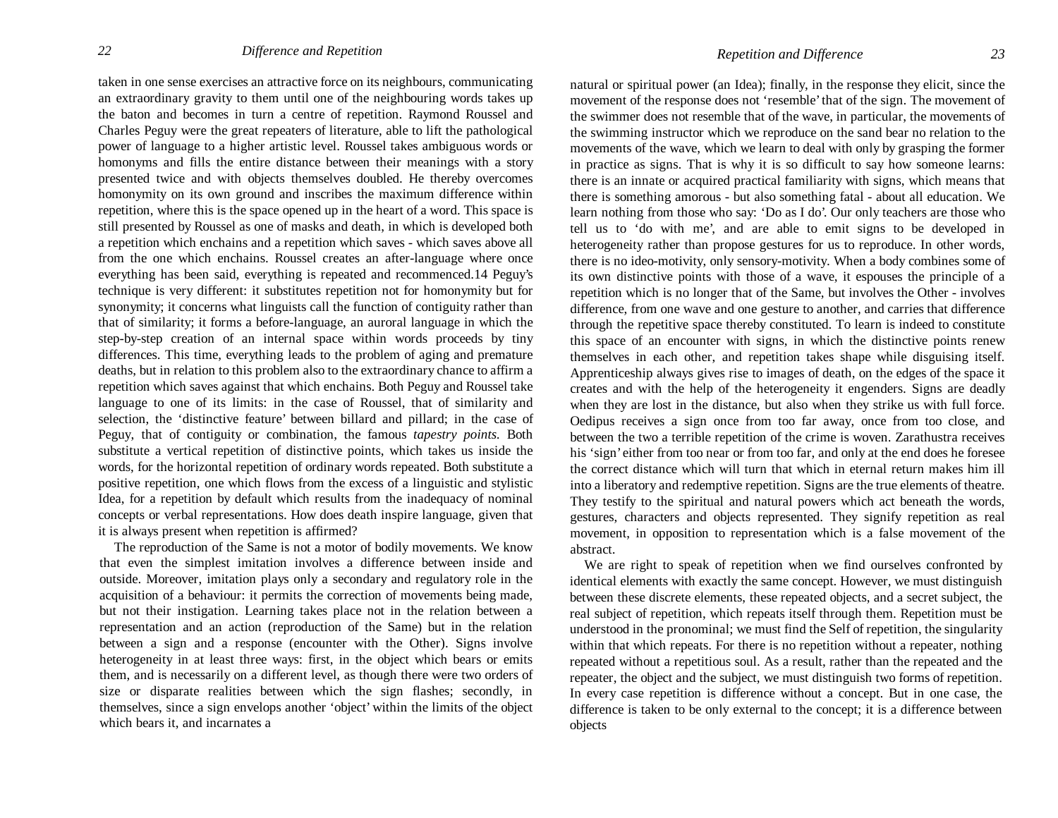taken in one sense exercises an attractive force on its neighbours, communicating an extraordinary gravity to them until one of the neighbouring words takes up the baton and becomes in turn a centre of repetition. Raymond Roussel and Charles Peguy were the great repeaters of literature, able to lift the pathological power of language to a higher artistic level. Roussel takes ambiguous words or homonyms and fills the entire distance between their meanings with a story presented twice and with objects themselves doubled. He thereby overcomes homonymity on its own ground and inscribes the maximum difference within repetition, where this is the space opened up in the heart of a word. This space is still presented by Roussel as one of masks and death, in which is developed both a repetition which enchains and a repetition which saves - which saves above all from the one which enchains. Roussel creates an after-language where once everything has been said, everything is repeated and recommenced.14 Peguy's technique is very different: it substitutes repetition not for homonymity but for synonymity; it concerns what linguists call the function of contiguity rather than that of similarity; it forms a before-language, an auroral language in which the step-by-step creation of an internal space within words proceeds by tiny differences. This time, everything leads to the problem of aging and premature deaths, but in relation to this problem also to the extraordinary chance to affirm a repetition which saves against that which enchains. Both Peguy and Roussel take language to one of its limits: in the case of Roussel, that of similarity and selection, the 'distinctive feature' between billard and pillard; in the case of Peguy, that of contiguity or combination, the famous *tapestry points*. Both substitute a vertical repetition of distinctive points, which takes us inside the words, for the horizontal repetition of ordinary words repeated. Both substitute a positive repetition, one which flows from the excess of a linguistic and stylistic Idea, for a repetition by default which results from the inadequacy of nominal concepts or verbal representations. How does death inspire language, given that it is always present when repetition is affirmed?

The reproduction of the Same is not a motor of bodily movements. We know that even the simplest imitation involves a difference between inside and outside. Moreover, imitation plays only a secondary and regulatory role in the acquisition of a behaviour: it permits the correction of movements being made, but not their instigation. Learning takes place not in the relation between a representation and an action (reproduction of the Same) but in the relation between a sign and a response (encounter with the Other). Signs involve heterogeneity in at least three ways: first, in the object which bears or emits them, and is necessarily on a different level, as though there were two orders of size or disparate realities between which the sign flashes; secondly, in themselves, since a sign envelops another 'object' within the limits of the object which bears it, and incarnates a natural or spiritual power (an Idea); finally, in the response they elicit, since the movement of the response does not 'resemble' that of the sign. The movement of the swimmer does not resemble that of the wave, in particular, the movements of the swimming instructor which we reproduce on the sand bear no relation to the movements of the wave, which we learn to deal with only by grasping the former in practice as signs. That is why it is so difficult to say how someone learns: there is an innate or acquired practical familiarity with signs, which means that there is something amorous - but also something fatal - about all education. We learn nothing from those who say: 'Do as I do'. Our only teachers are those who tell us to 'do with me', and are able to emit signs to be developed in heterogeneity rather than propose gestures for us to reproduce. In other words, there is no ideo-motivity, only sensory-motivity. When a body combines some of its own distinctive points with those of a wave, it espouses the principle of a repetition which is no longer that of the Same, but involves the Other - involves difference, from one wave and one gesture to another, and carries that difference through the repetitive space thereby constituted. To learn is indeed to constitute this space of an encounter with signs, in which the distinctive points renew themselves in each other, and repetition takes shape while disguising itself. Apprenticeship always gives rise to images of death, on the edges of the space it creates and with the help of the heterogeneity it engenders. Signs are deadly when they are lost in the distance, but also when they strike us with full force. Oedipus receives a sign once from too far away, once from too close, and between the two a terrible repetition of the crime is woven. Zarathustra receives his 'sign' either from too near or from too far, and only at the end does he foresee the correct distance which will turn that which in eternal return makes him ill into a liberatory and redemptive repetition. Signs are the true elements of theatre. They testify to the spiritual and natural powers which act beneath the words, gestures, characters and objects represented. They signify repetition as real movement, in opposition to representation which is a false movement of the abstract.

We are right to speak of repetition when we find ourselves confronted by identical elements with exactly the same concept. However, we must distinguish between these discrete elements, these repeated objects, and a secret subject, the real subject of repetition, which repeats itself through them. Repetition must be understood in the pronominal; we must find the Self of repetition, the singularity within that which repeats. For there is no repetition without a repeater, nothing repeated without a repetitious soul. As a result, rather than the repeated and the repeater, the object and the subject, we must distinguish two forms of repetition. In every case repetition is difference without a concept. But in one case, the difference is taken to be only external to the concept; it is a difference between objects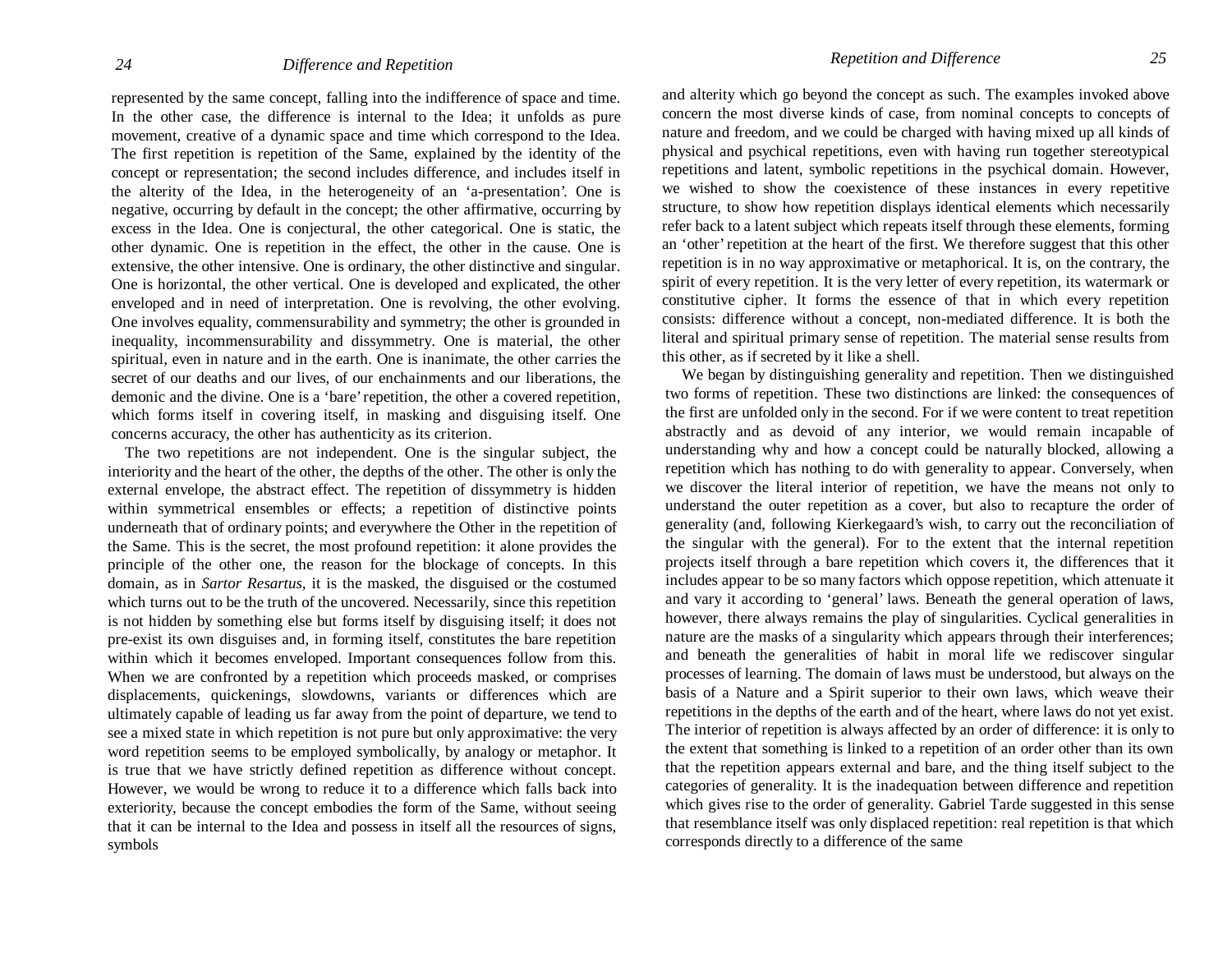represented by the same concept, falling into the indifference of space and time. In the other case, the difference is internal to the Idea; it unfolds as pure movement, creative of a dynamic space and time which correspond to the Idea. The first repetition is repetition of the Same, explained by the identity of the concept or representation; the second includes difference, and includes itself in the alterity of the Idea, in the heterogeneity of an 'a-presentation'. One is negative, occurring by default in the concept; the other affirmative, occurring by excess in the Idea. One is conjectural, the other categorical. One is static, the other dynamic. One is repetition in the effect, the other in the cause. One is extensive, the other intensive. One is ordinary, the other distinctive and singular. One is horizontal, the other vertical. One is developed and explicated, the other enveloped and in need of interpretation. One is revolving, the other evolving. One involves equality, commensurability and symmetry; the other is grounded in inequality, incommensurability and dissymmetry. One is material, the other spiritual, even in nature and in the earth. One is inanimate, the other carries the secret of our deaths and our lives, of our enchainments and our liberations, the demonic and the divine. One is a 'bare' repetition, the other a covered repetition, which forms itself in covering itself, in masking and disguising itself. One concerns accuracy, the other has authenticity as its criterion.

The two repetitions are not independent. One is the singular subject, the interiority and the heart of the other, the depths of the other. The other is only the external envelope, the abstract effect. The repetition of dissymmetry is hidden within symmetrical ensembles or effects; a repetition of distinctive points underneath that of ordinary points; and everywhere the Other in the repetition of the Same. This is the secret, the most profound repetition: it alone provides the principle of the other one, the reason for the blockage of concepts. In this domain, as in *Sartor Resartus*, it is the masked, the disguised or the costumed which turns out to be the truth of the uncovered. Necessarily, since this repetition is not hidden by something else but forms itself by disguising itself; it does not pre-exist its own disguises and, in forming itself, constitutes the bare repetition within which it becomes enveloped. Important consequences follow from this. When we are confronted by a repetition which proceeds masked, or comprises displacements, quickenings, slowdowns, variants or differences which are ultimately capable of leading us far away from the point of departure, we tend to see a mixed state in which repetition is not pure but only approximative: the very word repetition seems to be employed symbolically, by analogy or metaphor. It is true that we have strictly defined repetition as difference without concept. However, we would be wrong to reduce it to a difference which falls back into exteriority, because the concept embodies the form of the Same, without seeing that it can be internal to the Idea and possess in itself all the resources of signs, symbols and alterity which go beyond the concept as such. The examples invoked above concern the most diverse kinds of case, from nominal concepts to concepts of nature and freedom, and we could be charged with having mixed up all kinds of physical and psychical repetitions, even with having run together stereotypical repetitions and latent, symbolic repetitions in the psychical domain. However, we wished to show the coexistence of these instances in every repetitive structure, to show how repetition displays identical elements which necessarily refer back to a latent subject which repeats itself through these elements, forming an 'other' repetition at the heart of the first. We therefore suggest that this other repetition is in no way approximative or metaphorical. It is, on the contrary, the spirit of every repetition. It is the very letter of every repetition, its watermark or constitutive cipher. It forms the essence of that in which every repetition consists: difference without a concept, non-mediated difference. It is both the literal and spiritual primary sense of repetition. The material sense results from this other, as if secreted by it like a shell.

We began by distinguishing generality and repetition. Then we distinguished two forms of repetition. These two distinctions are linked: the consequences of the first are unfolded only in the second. For if we were content to treat repetition abstractly and as devoid of any interior, we would remain incapable of understanding why and how a concept could be naturally blocked, allowing a repetition which has nothing to do with generality to appear. Conversely, when we discover the literal interior of repetition, we have the means not only to understand the outer repetition as a cover, but also to recapture the order of generality (and, following Kierkegaard's wish, to carry out the reconciliation of the singular with the general). For to the extent that the internal repetition projects itself through a bare repetition which covers it, the differences that it includes appear to be so many factors which oppose repetition, which attenuate it and vary it according to 'general' laws. Beneath the general operation of laws, however, there always remains the play of singularities. Cyclical generalities in nature are the masks of a singularity which appears through their interferences; and beneath the generalities of habit in moral life we rediscover singular processes of learning. The domain of laws must be understood, but always on the basis of a Nature and a Spirit superior to their own laws, which weave their repetitions in the depths of the earth and of the heart, where laws do not yet exist. The interior of repetition is always affected by an order of difference: it is only to the extent that something is linked to a repetition of an order other than its own that the repetition appears external and bare, and the thing itself subject to the categories of generality. It is the inadequation between difference and repetition which gives rise to the order of generality. Gabriel Tarde suggested in this sense that resemblance itself was only displaced repetition: real repetition is that which corresponds directly to a difference of the same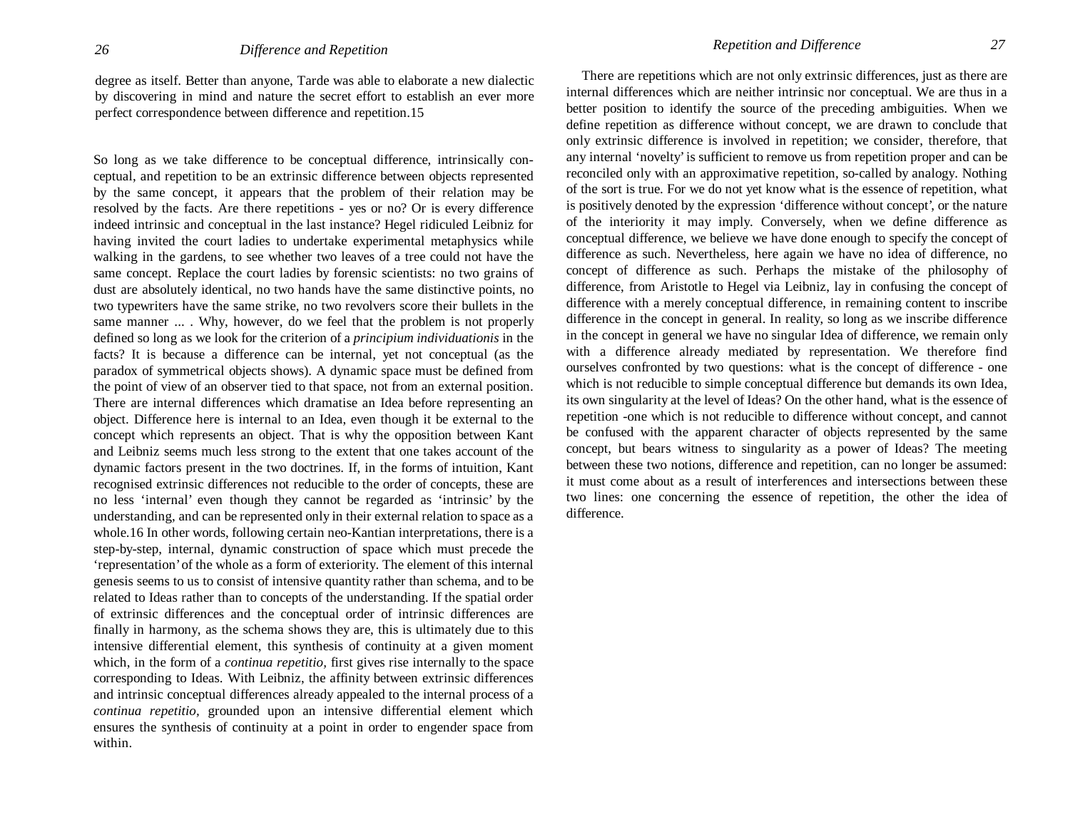degree as itself. Better than anyone, Tarde was able to elaborate a new dialectic by discovering in mind and nature the secret effort to establish an ever more perfect correspondence between difference and repetition.15

So long as we take difference to be conceptual difference, intrinsically conceptual, and repetition to be an extrinsic difference between objects represented by the same concept, it appears that the problem of their relation may be resolved by the facts. Are there repetitions - yes or no? Or is every difference indeed intrinsic and conceptual in the last instance? Hegel ridiculed Leibniz for having invited the court ladies to undertake experimental metaphysics while walking in the gardens, to see whether two leaves of a tree could not have the same concept. Replace the court ladies by forensic scientists: no two grains of dust are absolutely identical, no two hands have the same distinctive points, no two typewriters have the same strike, no two revolvers score their bullets in the same manner ... . Why, however, do we feel that the problem is not properly defined so long as we look for the criterion of a *principium individuationis* in the facts? It is because a difference can be internal, yet not conceptual (as the paradox of symmetrical objects shows). A dynamic space must be defined from the point of view of an observer tied to that space, not from an external position. There are internal differences which dramatise an Idea before representing an object. Difference here is internal to an Idea, even though it be external to the concept which represents an object. That is why the opposition between Kant and Leibniz seems much less strong to the extent that one takes account of the dynamic factors present in the two doctrines. If, in the forms of intuition, Kant recognised extrinsic differences not reducible to the order of concepts, these are no less 'internal' even though they cannot be regarded as 'intrinsic' by the understanding, and can be represented only in their external relation to space as a whole.16 In other words, following certain neo-Kantian interpretations, there is a step-by-step, internal, dynamic construction of space which must precede the 'representation' of the whole as a form of exteriority. The element of this internal genesis seems to us to consist of intensive quantity rather than schema, and to be related to Ideas rather than to concepts of the understanding. If the spatial order of extrinsic differences and the conceptual order of intrinsic differences are finally in harmony, as the schema shows they are, this is ultimately due to this intensive differential element, this synthesis of continuity at a given moment which, in the form of a *continua repetitio*, first gives rise internally to the space corresponding to Ideas. With Leibniz, the affinity between extrinsic differences and intrinsic conceptual differences already appealed to the internal process of a *continua repetitio*, grounded upon an intensive differential element which ensures the synthesis of continuity at a point in order to engender space from within.

There are repetitions which are not only extrinsic differences, just as there are internal differences which are neither intrinsic nor conceptual. We are thus in a better position to identify the source of the preceding ambiguities. When we define repetition as difference without concept, we are drawn to conclude that only extrinsic difference is involved in repetition; we consider, therefore, that any internal 'novelty' is sufficient to remove us from repetition proper and can be reconciled only with an approximative repetition, so-called by analogy. Nothing of the sort is true. For we do not yet know what is the essence of repetition, what is positively denoted by the expression 'difference without concept', or the nature of the interiority it may imply. Conversely, when we define difference as conceptual difference, we believe we have done enough to specify the concept of difference as such. Nevertheless, here again we have no idea of difference, no concept of difference as such. Perhaps the mistake of the philosophy of difference, from Aristotle to Hegel via Leibniz, lay in confusing the concept of difference with a merely conceptual difference, in remaining content to inscribe difference in the concept in general. In reality, so long as we inscribe difference in the concept in general we have no singular Idea of difference, we remain only with a difference already mediated by representation. We therefore find ourselves confronted by two questions: what is the concept of difference - one which is not reducible to simple conceptual difference but demands its own Idea, its own singularity at the level of Ideas? On the other hand, what is the essence of repetition -one which is not reducible to difference without concept, and cannot be confused with the apparent character of objects represented by the same concept, but bears witness to singularity as a power of Ideas? The meeting between these two notions, difference and repetition, can no longer be assumed: it must come about as a result of interferences and intersections between these two lines: one concerning the essence of repetition, the other the idea of difference.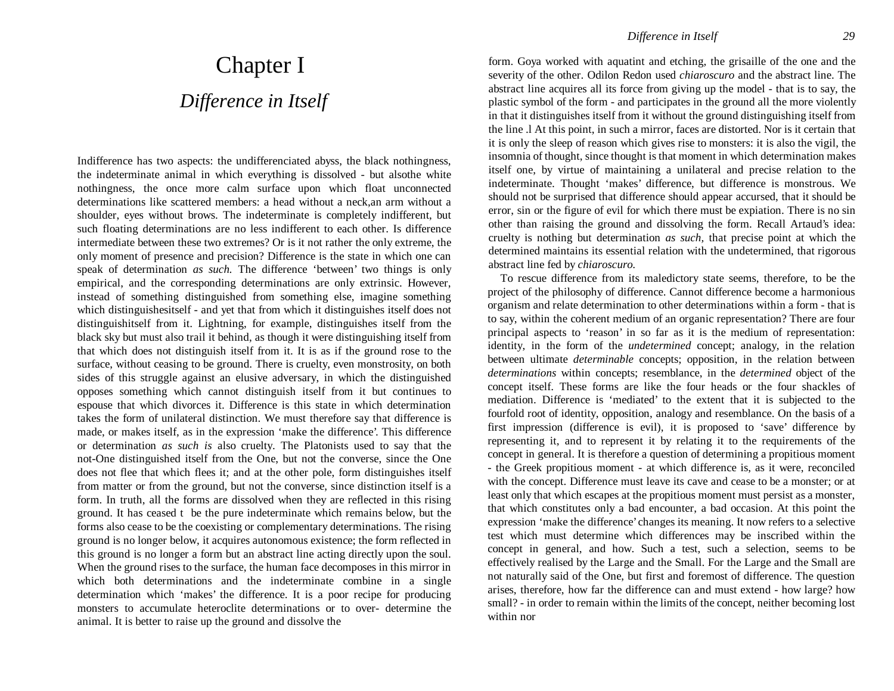# Chapter I

## *Difference in Itself*

Indifference has two aspects: the undifferenciated abyss, the black nothingness, the indeterminate animal in which everything is dissolved - but alsothe white nothingness, the once more calm surface upon which float unconnected determinations like scattered members: a head without a neck,an arm without a shoulder, eyes without brows. The indeterminate is completely indifferent, but such floating determinations are no less indifferent to each other. Is difference intermediate between these two extremes? Or is it not rather the only extreme, the only moment of presence and precision? Difference is the state in which one can speak of determination *as such.* The difference 'between' two things is only empirical, and the corresponding determinations are only extrinsic. However, instead of something distinguished from something else, imagine something which distinguishesitself - and yet that from which it distinguishes itself does not distinguishitself from it. Lightning, for example, distinguishes itself from the black sky but must also trail it behind, as though it were distinguishing itself from that which does not distinguish itself from it. It is as if the ground rose to the surface, without ceasing to be ground. There is cruelty, even monstrosity, on both sides of this struggle against an elusive adversary, in which the distinguished opposes something which cannot distinguish itself from it but continues to espouse that which divorces it. Difference is this state in which determination takes the form of unilateral distinction. We must therefore say that difference is made, or makes itself, as in the expression 'make the difference'. This difference or determination *as such is* also cruelty. The Platonists used to say that the not-One distinguished itself from the One, but not the converse, since the One does not flee that which flees it; and at the other pole, form distinguishes itself from matter or from the ground, but not the converse, since distinction itself is a form. In truth, all the forms are dissolved when they are reflected in this rising ground. It has ceased t be the pure indeterminate which remains below, but the forms also cease to be the coexisting or complementary determinations. The rising ground is no longer below, it acquires autonomous existence; the form reflected in this ground is no longer a form but an abstract line acting directly upon the soul. When the ground rises to the surface, the human face decomposes in this mirror in which both determinations and the indeterminate combine in a single determination which 'makes' the difference. It is a poor recipe for producing monsters to accumulate heteroclite determinations or to over- determine the animal. It is better to raise up the ground and dissolve the form. Goya worked with aquatint and etching, the grisaille of the one and the severity of the other. Odilon Redon used *chiaroscuro* and the abstract line. The abstract line acquires all its force from giving up the model - that is to say, the plastic symbol of the form - and participates in the ground all the more violently in that it distinguishes itself from it without the ground distinguishing itself from the line .l At this point, in such a mirror, faces are distorted. Nor is it certain that it is only the sleep of reason which gives rise to monsters: it is also the vigil, the insomnia of thought, since thought is that moment in which determination makes itself one, by virtue of maintaining a unilateral and precise relation to the indeterminate. Thought 'makes' difference, but difference is monstrous. We should not be surprised that difference should appear accursed, that it should be error, sin or the figure of evil for which there must be expiation. There is no sin other than raising the ground and dissolving the form. Recall Artaud's idea: cruelty is nothing but determination *as such,* that precise point at which the determined maintains its essential relation with the undetermined, that rigorous abstract line fed by *chiaroscuro.*

To rescue difference from its maledictory state seems, therefore, to be the project of the philosophy of difference. Cannot difference become a harmonious organism and relate determination to other determinations within a form - that is to say, within the coherent medium of an organic representation? There are four principal aspects to 'reason' in so far as it is the medium of representation: identity, in the form of the *undetermined* concept; analogy, in the relation between ultimate *determinable* concepts; opposition, in the relation between *determinations* within concepts; resemblance, in the *determined* object of the concept itself. These forms are like the four heads or the four shackles of mediation. Difference is 'mediated' to the extent that it is subjected to the fourfold root of identity, opposition, analogy and resemblance. On the basis of a first impression (difference is evil), it is proposed to 'save' difference by representing it, and to represent it by relating it to the requirements of the concept in general. It is therefore a question of determining a propitious moment - the Greek propitious moment - at which difference is, as it were, reconciled with the concept. Difference must leave its cave and cease to be a monster; or at least only that which escapes at the propitious moment must persist as a monster, that which constitutes only a bad encounter, a bad occasion. At this point the expression 'make the difference' changes its meaning. It now refers to a selective test which must determine which differences may be inscribed within the concept in general, and how. Such a test, such a selection, seems to be effectively realised by the Large and the Small. For the Large and the Small are not naturally said of the One, but first and foremost of difference. The question arises, therefore, how far the difference can and must extend - how large? how small? - in order to remain within the limits of the concept, neither becoming lost within nor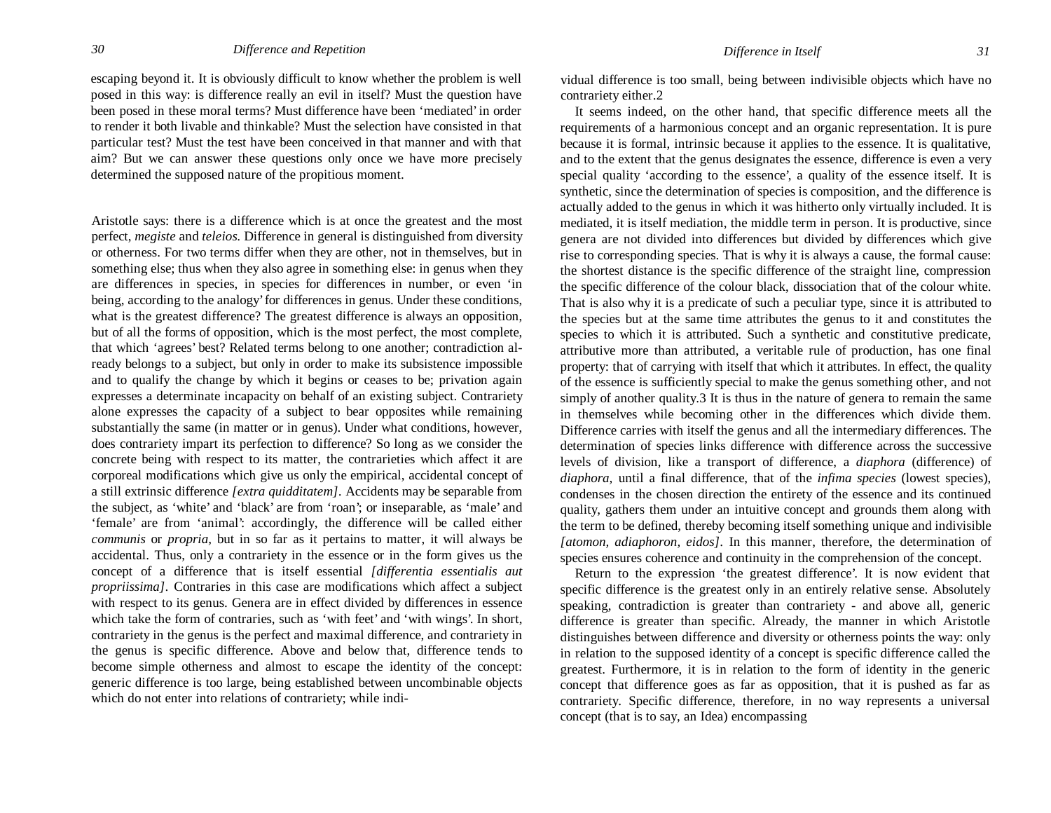escaping beyond it. It is obviously difficult to know whether the problem is well posed in this way: is difference really an evil in itself? Must the question have been posed in these moral terms? Must difference have been 'mediated' in order to render it both livable and thinkable? Must the selection have consisted in that particular test? Must the test have been conceived in that manner and with that aim? But we can answer these questions only once we have more precisely determined the supposed nature of the propitious moment.

Aristotle says: there is a difference which is at once the greatest and the most perfect, *megiste* and *teleios.* Difference in general is distinguished from diversity or otherness. For two terms differ when they are other, not in themselves, but in something else; thus when they also agree in something else: in genus when they are differences in species, in species for differences in number, or even 'in being, according to the analogy' for differences in genus. Under these conditions, what is the greatest difference? The greatest difference is always an opposition, but of all the forms of opposition, which is the most perfect, the most complete, that which 'agrees' best? Related terms belong to one another; contradiction already belongs to a subject, but only in order to make its subsistence impossible and to qualify the change by which it begins or ceases to be; privation again expresses a determinate incapacity on behalf of an existing subject. Contrariety alone expresses the capacity of a subject to bear opposites while remaining substantially the same (in matter or in genus). Under what conditions, however, does contrariety impart its perfection to difference? So long as we consider the concrete being with respect to its matter, the contrarieties which affect it are corporeal modifications which give us only the empirical, accidental concept of a still extrinsic difference *[extra quidditatem].* Accidents may be separable from the subject, as 'white' and 'black' are from 'roan'; or inseparable, as 'male' and 'female' are from 'animal': accordingly, the difference will be called either *communis* or *propria,* but in so far as it pertains to matter, it will always be accidental. Thus, only a contrariety in the essence or in the form gives us the concept of a difference that is itself essential *[differentia essentialis aut propriissima].* Contraries in this case are modifications which affect a subject with respect to its genus. Genera are in effect divided by differences in essence which take the form of contraries, such as 'with feet' and 'with wings'. In short, contrariety in the genus is the perfect and maximal difference, and contrariety in the genus is specific difference. Above and below that, difference tends to become simple otherness and almost to escape the identity of the concept: generic difference is too large, being established between uncombinable objects which do not enter into relations of contrariety; while individual difference is too small, being between indivisible objects which have no contrariety either.2

It seems indeed, on the other hand, that specific difference meets all the requirements of a harmonious concept and an organic representation. It is pure because it is formal, intrinsic because it applies to the essence. It is qualitative, and to the extent that the genus designates the essence, difference is even a very special quality 'according to the essence', a quality of the essence itself. It is synthetic, since the determination of species is composition, and the difference is actually added to the genus in which it was hitherto only virtually included. It is mediated, it is itself mediation, the middle term in person. It is productive, since genera are not divided into differences but divided by differences which give rise to corresponding species. That is why it is always a cause, the formal cause: the shortest distance is the specific difference of the straight line, compression the specific difference of the colour black, dissociation that of the colour white. That is also why it is a predicate of such a peculiar type, since it is attributed to the species but at the same time attributes the genus to it and constitutes the species to which it is attributed. Such a synthetic and constitutive predicate, attributive more than attributed, a veritable rule of production, has one final property: that of carrying with itself that which it attributes. In effect, the quality of the essence is sufficiently special to make the genus something other, and not simply of another quality.3 It is thus in the nature of genera to remain the same in themselves while becoming other in the differences which divide them. Difference carries with itself the genus and all the intermediary differences. The determination of species links difference with difference across the successive levels of division, like a transport of difference, a *diaphora* (difference) of *diaphora,* until a final difference, that of the *infima species* (lowest species), condenses in the chosen direction the entirety of the essence and its continued quality, gathers them under an intuitive concept and grounds them along with the term to be defined, thereby becoming itself something unique and indivisible *[atomon, adiaphoron, eidos].* In this manner, therefore, the determination of species ensures coherence and continuity in the comprehension of the concept.

Return to the expression 'the greatest difference'. It is now evident that specific difference is the greatest only in an entirely relative sense. Absolutely speaking, contradiction is greater than contrariety - and above all, generic difference is greater than specific. Already, the manner in which Aristotle distinguishes between difference and diversity or otherness points the way: only in relation to the supposed identity of a concept is specific difference called the greatest. Furthermore, it is in relation to the form of identity in the generic concept that difference goes as far as opposition, that it is pushed as far as contrariety. Specific difference, therefore, in no way represents a universal concept (that is to say, an Idea) encompassing